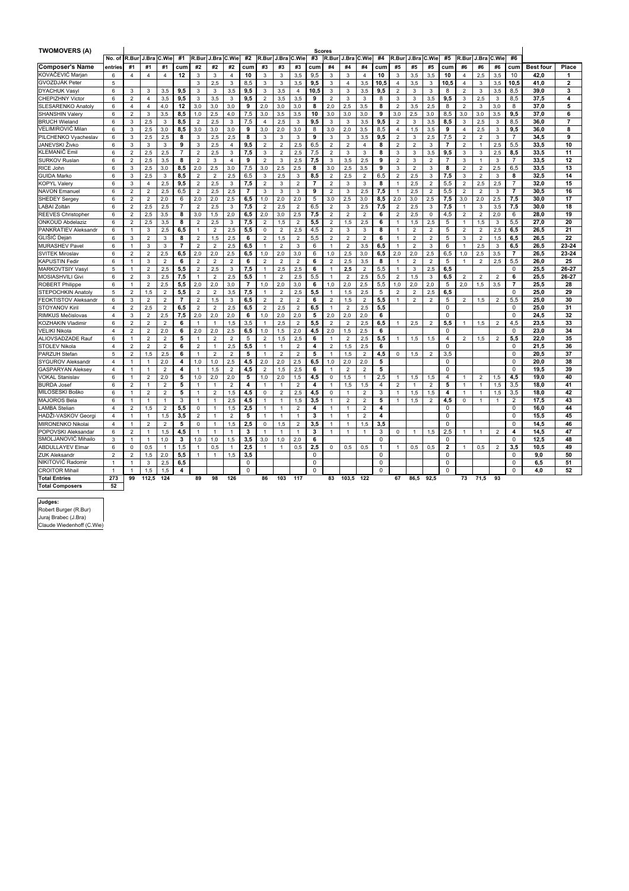# TWOMOVERS (A)

| | No. of | R.Bur | J.Bra | C.Wie | #1 | R.Bur | J.Bra | C.Wie | #2 | R.Bur | J.Bra | C.Wie | #3 | R.Bur | J.Bra | C.Wie | #4 | R.Bur | J.Bra | C.Wie | #5 | R.Bur | J.Bra | C.Wie | #6 | | |
|---|---|---|---|---|---|---|---|---|---|---|---|---|---|---|---|---|---|---|---|---|---|---|---|---|---|---|---|
| **Composer's Name** | entries | #1 | #1 | #1 | cum | #2 | #2 | #2 | cum | #3 | #3 | #3 | cum | #4 | #4 | #4 | cum | #5 | #5 | #5 | cum | #6 | #6 | #6 | cum | **Best four** | **Place** |
| KOVAČEVIĆ Marjan | 6 | 4 | 4 | 4 | 12 | 3 | 3 | 4 | 10 | 3 | 3 | 3,5 | 9,5 | 3 | 3 | 4 | 10 | 3 | 3,5 | 3,5 | 10 | 4 | 2,5 | 3,5 | 10 | 42,0 | 1 |
| GVOZDJÁK Peter | 5 | | | | | 3 | 2,5 | 3 | 8,5 | 3 | 3 | 3,5 | 9,5 | 3 | 4 | 3,5 | 10,5 | 4 | 3,5 | 3 | 10,5 | 4 | 3 | 3,5 | 10,5 | 41,0 | 2 |
| DYACHUK Vasyl | 6 | 3 | 3 | 3,5 | 9,5 | 3 | 3 | 3,5 | 9,5 | 3 | 3,5 | 4 | 10,5 | 3 | 3 | 3,5 | 9,5 | 2 | 3 | 3 | 8 | 2 | 3 | 3,5 | 8,5 | 39,0 | 3 |
| CHEPIZHNY Victor | 6 | 2 | 4 | 3,5 | 9,5 | 3 | 3,5 | 3 | 9,5 | 2 | 3,5 | 3,5 | 9 | 2 | 3 | 3 | 8 | 3 | 3 | 3,5 | 9,5 | 3 | 2,5 | 3 | 8,5 | 37,5 | 4 |
| SLESARENKO Anatoly | 6 | 4 | 4 | 4,0 | 12 | 3,0 | 3,0 | 3,0 | 9 | 2,0 | 3,0 | 3,0 | 8 | 2,0 | 2,5 | 3,5 | 8 | 2 | 3,5 | 2,5 | 8 | 2 | 3 | 3,0 | 8 | 37,0 | 5 |
| SHANSHIN Valery | 6 | 2 | 3 | 3,5 | 8,5 | 1,0 | 2,5 | 4,0 | 7,5 | 3,0 | 3,5 | 3,5 | 10 | 3,0 | 3,0 | 3,0 | 9 | 3,0 | 2,5 | 3,0 | 8,5 | 3,0 | 3,0 | 3,5 | 9,5 | 37,0 | 6 |
| BRUCH Wieland | 6 | 3 | 2,5 | 3 | 8,5 | 2 | 2,5 | 3 | 7,5 | 4 | 2,5 | 3 | 9,5 | 3 | 3 | 3,5 | 9,5 | 2 | 3 | 3,5 | 8,5 | 3 | 2,5 | 3 | 8,5 | 36,0 | 7 |
| VELIMIROVIĆ Milan | 6 | 3 | 2,5 | 3,0 | 8,5 | 3,0 | 3,0 | 3,0 | 9 | 3,0 | 2,0 | 3,0 | 8 | 3,0 | 2,0 | 3,5 | 8,5 | 4 | 1,5 | 3,5 | 9 | 4 | 2,5 | 3 | 9,5 | 36,0 | 8 |
| PILCHENKO Vyacheslav | 6 | 3 | 2,5 | 2,5 | 8 | 3 | 2,5 | 2,5 | 8 | 3 | 3 | 3 | 9 | 3 | 3 | 3,5 | 9,5 | 2 | 3 | 2,5 | 7,5 | 2 | 2 | 3 | 7 | 34,5 | 9 |
| JANEVSKI Živko | 6 | 3 | 3 | 3 | 9 | 3 | 2,5 | 4 | 9,5 | 2 | 2 | 2,5 | 6,5 | 2 | 2 | 4 | 8 | 2 | 2 | 3 | 7 | 2 | 1 | 2,5 | 5,5 | 33,5 | 10 |
| KLEMANIČ Emil | 6 | 2 | 2,5 | 2,5 | 7 | 2 | 2,5 | 3 | 7,5 | 3 | 2 | 2,5 | 7,5 | 2 | 3 | 3 | 8 | 3 | 3 | 3,5 | 9,5 | 3 | 3 | 2,5 | 8,5 | 33,5 | 11 |
| SURKOV Ruslan | 6 | 2 | 2,5 | 3,5 | 8 | 2 | 3 | 4 | 9 | 2 | 3 | 2,5 | 7,5 | 3 | 3,5 | 2,5 | 9 | 2 | 3 | 2 | 7 | 3 | 1 | 3 | 7 | 33,5 | 12 |
| RICE John | 6 | 3 | 2,5 | 3,0 | 8,5 | 2,0 | 2,5 | 3,0 | 7,5 | 3,0 | 2,5 | 2,5 | 8 | 3,0 | 2,5 | 3,5 | 9 | 3 | 2 | 3 | 8 | 2 | 2 | 2,5 | 6,5 | 33,5 | 13 |
| GUIDA Marko | 6 | 3 | 2,5 | 3 | 8,5 | 2 | 2 | 2,5 | 6,5 | 3 | 2,5 | 3 | 8,5 | 2 | 2,5 | 2 | 6,5 | 2 | 2,5 | 3 | 7,5 | 3 | 2 | 3 | 8 | 32,5 | 14 |
| KOPYL Valery | 6 | 3 | 4 | 2,5 | 9,5 | 2 | 2,5 | 3 | 7,5 | 2 | 3 | 2 | 7 | 2 | 3 | 3 | 8 | 1 | 2,5 | 2 | 5,5 | 2 | 2,5 | 2,5 | 7 | 32,0 | 15 |
| NAVON Emanuel | 6 | 2 | 2 | 2,5 | 6,5 | 2 | 2,5 | 2,5 | 7 | 3 | 3 | 3 | 9 | 2 | 3 | 2,5 | 7,5 | 1 | 2,5 | 2 | 5,5 | 2 | 2 | 3 | 7 | 30,5 | 16 |
| SHEDEY Sergey | 6 | 2 | 2 | 2,0 | 6 | 2,0 | 2,0 | 2,5 | 6,5 | 1,0 | 2,0 | 2,0 | 5 | 3,0 | 2,5 | 3,0 | 8,5 | 2,0 | 3,0 | 2,5 | 7,5 | 3,0 | 2,0 | 2,5 | 7,5 | 30,0 | 17 |
| LABAI Zoltán | 6 | 2 | 2,5 | 2,5 | 7 | 2 | 2,5 | 3 | 7,5 | 2 | 2,5 | 2 | 6,5 | 2 | 3 | 2,5 | 7,5 | 2 | 2,5 | 3 | 7,5 | 1 | 3 | 3,5 | 7,5 | 30,0 | 18 |
| REEVES Christopher | 6 | 2 | 2,5 | 3,5 | 8 | 3,0 | 1,5 | 2,0 | 6,5 | 2,0 | 3,0 | 2,5 | 7,5 | 2 | 2 | 2 | 6 | 2 | 2,5 | 0 | 4,5 | 2 | 2 | 2,0 | 6 | 28,0 | 19 |
| ONKOUD Abdelaziz | 6 | 2 | 2,5 | 3,5 | 8 | 2 | 2,5 | 3 | 7,5 | 2 | 1,5 | 2 | 5,5 | 2 | 1,5 | 2,5 | 6 | 1 | 1,5 | 2,5 | 5 | 1 | 1,5 | 3 | 5,5 | 27,0 | 20 |
| PANKRATIEV Aleksandr | 6 | 1 | 3 | 2,5 | 6,5 | 1 | 2 | 2,5 | 5,5 | 0 | 2 | 2,5 | 4,5 | 2 | 3 | 3 | 8 | 1 | 2 | 2 | 5 | 2 | 2 | 2,5 | 6,5 | 26,5 | 21 |
| GLIŠIĆ Dejan | 6 | 3 | 2 | 3 | 8 | 2 | 1,5 | 2,5 | 6 | 2 | 1,5 | 2 | 5,5 | 2 | 2 | 2 | 6 | 1 | 2 | 2 | 5 | 3 | 2 | 1,5 | 6,5 | 26,5 | 22 |
| MURASHEV Pavel | 6 | 1 | 3 | 3 | 7 | 2 | 2 | 2,5 | 6,5 | 1 | 2 | 3 | 6 | 1 | 2 | 3,5 | 6,5 | 1 | 2 | 3 | 6 | 1 | 2,5 | 3 | 6,5 | 26,5 | 23-24 |
| SVITEK Miroslav | 6 | 2 | 2 | 2,5 | 6,5 | 2,0 | 2,0 | 2,5 | 6,5 | 1,0 | 2,0 | 3,0 | 6 | 1,0 | 2,5 | 3,0 | 6,5 | 2,0 | 2,0 | 2,5 | 6,5 | 1,0 | 2,5 | 3,5 | 7 | 26,5 | 23-24 |
| KAPUSTIN Fedir | 6 | 1 | 3 | 2 | 6 | 2 | 2 | 2 | 6 | 2 | 2 | 2 | 6 | 2 | 2,5 | 3,5 | 8 | 1 | 2 | 2 | 5 | 1 | 2 | 2,5 | 5,5 | 26,0 | 25 |
| MARKOVTSIY Vasyl | 5 | 1 | 2 | 2,5 | 5,5 | 2 | 2,5 | 3 | 7,5 | 1 | 2,5 | 2,5 | 6 | 1 | 2,5 | 2 | 5,5 | 1 | 3 | 2,5 | 6,5 | | | | 0 | 25,5 | 26-27 |
| MOSIASHVILI Givi | 6 | 2 | 3 | 2,5 | 7,5 | 1 | 2 | 2,5 | 5,5 | 1 | 2 | 2,5 | 5,5 | 1 | 2 | 2,5 | 5,5 | 2 | 1,5 | 3 | 6,5 | 2 | 2 | 2 | 6 | 25,5 | 26-27 |
| ROBERT Philippe | 6 | 1 | 2 | 2,5 | 5,5 | 2,0 | 2,0 | 3,0 | 7 | 1,0 | 2,0 | 3,0 | 6 | 1,0 | 2,0 | 2,5 | 5,5 | 1,0 | 2,0 | 2,0 | 5 | 2,0 | 1,5 | 3,5 | 7 | 25,5 | 28 |
| STEPOCHKIN Anatoly | 5 | 2 | 1,5 | 2 | 5,5 | 2 | 2 | 3,5 | 7,5 | 1 | 2 | 2,5 | 5,5 | 1 | 1,5 | 2,5 | 5 | 2 | 2 | 2,5 | 6,5 | | | | 0 | 25,0 | 29 |
| FEOKTISTOV Aleksandr | 6 | 3 | 2 | 2 | 7 | 2 | 1,5 | 3 | 6,5 | 2 | 2 | 2 | 6 | 2 | 1,5 | 2 | 5,5 | 1 | 2 | 2 | 5 | 2 | 1,5 | 2 | 5,5 | 25,0 | 30 |
| STOYANOV Kiril | 4 | 2 | 2,5 | 2 | 6,5 | 2 | 2 | 2,5 | 6,5 | 2 | 2,5 | 2 | 6,5 | 1 | 2 | 2,5 | 5,5 | | | | 0 | | | | 0 | 25,0 | 31 |
| RIMKUS Mečislovas | 4 | 3 | 2 | 2,5 | 7,5 | 2,0 | 2,0 | 2,0 | 6 | 1,0 | 2,0 | 2,0 | 5 | 2,0 | 2,0 | 2,0 | 6 | | | | 0 | | | | 0 | 24,5 | 32 |
| KOZHAKIN Vladimir | 6 | 2 | 2 | 2 | 6 | 1 | 1 | 1,5 | 3,5 | 1 | 2,5 | 2 | 5,5 | 2 | 2 | 2,5 | 6,5 | 1 | 2,5 | 2 | 5,5 | 1 | 1,5 | 2 | 4,5 | 23,5 | 33 |
| VELIKI Nikola | 4 | 2 | 2 | 2,0 | 6 | 2,0 | 2,0 | 2,5 | 6,5 | 1,0 | 1,5 | 2,0 | 4,5 | 2,0 | 1,5 | 2,5 | 6 | | | | 0 | | | | 0 | 23,0 | 34 |
| ALIOVSADZADE Rauf | 6 | 1 | 2 | 2 | 5 | 1 | 2 | 2 | 5 | 2 | 1,5 | 2,5 | 6 | 1 | 2 | 2,5 | 5,5 | 1 | 1,5 | 1,5 | 4 | 2 | 1,5 | 2 | 5,5 | 22,0 | 35 |
| STOLEV Nikola | 4 | 2 | 2 | 2 | 6 | 2 | 1 | 2,5 | 5,5 | 1 | 1 | 2 | 4 | 2 | 1,5 | 2,5 | 6 | | | | 0 | | | | 0 | 21,5 | 36 |
| PARZUH Stefan | 5 | 2 | 1,5 | 2,5 | 6 | 1 | 2 | 2 | 5 | 1 | 2 | 2 | 5 | 1 | 1,5 | 2 | 4,5 | 0 | 1,5 | 2 | 3,5 | | | | 0 | 20,5 | 37 |
| SYGUROV Aleksandr | 4 | 1 | 1 | 2,0 | 4 | 1,0 | 1,0 | 2,5 | 4,5 | 2,0 | 2,0 | 2,5 | 6,5 | 1,0 | 2,0 | 2,0 | 5 | | | | 0 | | | | 0 | 20,0 | 38 |
| GASPARYAN Aleksey | 4 | 1 | 1 | 2 | 4 | 1 | 1,5 | 2 | 4,5 | 2 | 1,5 | 2,5 | 6 | 1 | 2 | 2 | 5 | | | | 0 | | | | 0 | 19,5 | 39 |
| VOKAL Stanislav | 6 | 1 | 2 | 2,0 | 5 | 1,0 | 2,0 | 2,0 | 5 | 1,0 | 2,0 | 1,5 | 4,5 | 0 | 1,5 | 1 | 2,5 | 1 | 1,5 | 1,5 | 4 | 1 | 2 | 1,5 | 4,5 | 19,0 | 40 |
| BURDA Josef | 6 | 2 | 1 | 2 | 5 | 1 | 1 | 2 | 4 | 1 | 1 | 2 | 4 | 1 | 1,5 | 1,5 | 4 | 2 | 1 | 2 | 5 | 1 | 1 | 1,5 | 3,5 | 18,0 | 41 |
| MILOSESKI Boško | 6 | 1 | 2 | 2 | 5 | 1 | 2 | 1,5 | 4,5 | 0 | 2 | 2,5 | 4,5 | 0 | 1 | 2 | 3 | 1 | 1,5 | 1,5 | 4 | 1 | 1 | 1,5 | 3,5 | 18,0 | 42 |
| MAJOROS Bela | 6 | 1 | 1 | 1 | 3 | 1 | 1 | 2,5 | 4,5 | 1 | 1 | 1,5 | 3,5 | 1 | 2 | 2 | 5 | 1 | 1,5 | 2 | 4,5 | 0 | 1 | 1 | 2 | 17,5 | 43 |
| LAMBA Stelian | 4 | 2 | 1,5 | 2 | 5,5 | 0 | 1 | 1,5 | 2,5 | 1 | 1 | 2 | 4 | 1 | 1 | 2 | 4 | | | | 0 | | | | 0 | 16,0 | 44 |
| HADŽI-VASKOV Georgi | 4 | 1 | 1 | 1,5 | 3,5 | 2 | 1 | 2 | 5 | 1 | 1 | 1 | 3 | 1 | 1 | 2 | 4 | | | | 0 | | | | 0 | 15,5 | 45 |
| MIRONENKO Nikolai | 4 | 1 | 2 | 2 | 5 | 0 | 1 | 1,5 | 2,5 | 0 | 1,5 | 2 | 3,5 | 1 | 1 | 1,5 | 3,5 | | | | 0 | | | | 0 | 14,5 | 46 |
| POPOVSKI Aleksandar | 6 | 2 | 1 | 1,5 | 4,5 | 1 | 1 | 1 | 3 | 1 | 1 | 1 | 3 | 1 | 1 | 1 | 3 | 0 | 1 | 1,5 | 2,5 | 1 | 1 | 2 | 4 | 14,5 | 47 |
| SMOLJANOVIĆ Mihailo | 3 | 1 | 1 | 1,0 | 3 | 1,0 | 1,0 | 1,5 | 3,5 | 3,0 | 1,0 | 2,0 | 6 | | | | 0 | | | | 0 | | | | 0 | 12,5 | 48 |
| ABDULLAYEV Elmar | 6 | 0 | 0,5 | 1 | 1,5 | 1 | 0,5 | 1 | 2,5 | 1 | 1 | 0,5 | 2,5 | 0 | 0,5 | 0,5 | 1 | 1 | 0,5 | 0,5 | 2 | 1 | 0,5 | 2 | 3,5 | 10,5 | 49 |
| ZUK Aleksandr | 2 | 2 | 1,5 | 2,0 | 5,5 | 1 | 1 | 1,5 | 3,5 | | | | 0 | | | | 0 | | | | 0 | | | | 0 | 9,0 | 50 |
| NIKITOVIĆ Radomir | 1 | 1 | 3 | 2,5 | 6,5 | | | | 0 | | | | 0 | | | | 0 | | | | 0 | | | | 0 | 6,5 | 51 |
| CROITOR Mihail | 1 | 1 | 1,5 | 1,5 | 4 | | | | 0 | | | | 0 | | | | 0 | | | | 0 | | | | 0 | 4,0 | 52 |
| **Total Entries** | 273 | 99 | 112,5 | 124 | | 89 | 98 | 126 | | 86 | 103 | 117 | | 83 | 103,5 | 122 | | 67 | 86,5 | 92,5 | | 73 | 71,5 | 93 | | | |
| **Total Composers** | 52 | | | | | | | | | | | | | | | | | | | | | | | | | | |

**Judges:**
Robert Burger (R.Bur)
Juraj Brabec (J.Bra)
Claude Wiedenhoff (C.Wie)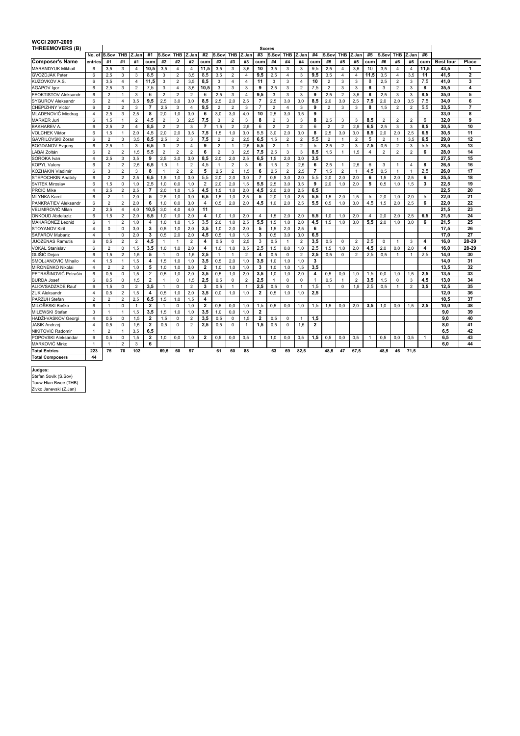**WCCI 2007-2009**
**THREEMOVERS (B)**

| | No. of | S.Sov | THB | Z.Jan | #1 | S.Sov | THB | Z.Jan | #2 | S.Sov | THB | Z.Jan | #3 | S.Sov | THB | Z.Jan | #4 | S.Sov | THB | Z.Jan | #5 | S.Sov | THB | Z.Jan | #6 | | |
|---|---|---|---|---|---|---|---|---|---|---|---|---|---|---|---|---|---|---|---|---|---|---|---|---|---|---|---|
| **Composer's Name** | entries | #1 | #1 | #1 | cum | #2 | #2 | #2 | cum | #3 | #3 | #3 | cum | #4 | #4 | #4 | cum | #5 | #5 | #5 | cum | #6 | #6 | #6 | cum | **Best four** | **Place** |
| MARANDYUK Mikhail | 6 | 3,5 | 3 | 4 | **10,5** | 3,5 | 4 | 4 | **11,5** | 3,5 | 3 | 3,5 | **10** | 3,5 | 3 | 3 | 9,5 | 2,5 | 4 | 3,5 | 10 | 3,5 | 4 | 4 | **11,5** | **43,5** | **1** |
| GVOZDJÁK Peter | 6 | 2,5 | 3 | 3 | 8,5 | 3 | 2 | 3,5 | 8,5 | 3,5 | 2 | 4 | **9,5** | 2,5 | 4 | 3 | **9,5** | 3,5 | 4 | 4 | **11,5** | 3,5 | 4 | 3,5 | **11** | **41,5** | **2** |
| KUZOVKOV A.S. | 6 | 3,5 | 4 | 4 | **11,5** | 3 | 2 | 3,5 | **8,5** | 3 | 4 | 4 | **11** | 3 | 3 | 4 | **10** | 2 | 3 | 3 | 8 | 2,5 | 2 | 3 | 7,5 | **41,0** | **3** |
| AGAPOV Igor | 6 | 2,5 | 3 | 2 | 7,5 | 3 | 4 | 3,5 | **10,5** | 3 | 3 | 3 | **9** | 2,5 | 3 | 2 | 7,5 | 2 | 3 | 3 | **8** | 3 | 2 | 3 | **8** | **35,5** | **4** |
| FEOKTISTOV Aleksandr | 6 | 2 | 1 | 3 | 6 | 2 | 2 | 2 | 6 | 2,5 | 3 | 4 | **9,5** | 3 | 3 | 3 | **9** | 2,5 | 2 | 3,5 | **8** | 2,5 | 3 | 3 | **8,5** | **35,0** | **5** |
| SYGUROV Aleksandr | 6 | 2 | 4 | 3,5 | **9,5** | 2,5 | 3,0 | 3,0 | **8,5** | 2,5 | 2,0 | 2,5 | 7 | 2,5 | 3,0 | 3,0 | **8,5** | 2,0 | 3,0 | 2,5 | **7,5** | 2,0 | 2,0 | 3,5 | 7,5 | **34,0** | **6** |
| CHEPIZHNY Victor | 6 | 2 | 2 | 3 | **7** | 2,5 | 3 | 4 | **9,5** | 2 | 2 | 3 | 7 | 2 | 4 | 3 | **9** | 2 | 3 | 3 | **8** | 1,5 | 2 | 2 | 5,5 | **33,5** | **7** |
| MLADENOVIĆ Miodrag | 4 | 2,5 | 3 | 2,5 | **8** | 2,0 | 1,0 | 3,0 | **6** | 3,0 | 3,0 | 4,0 | **10** | 2,5 | 3,0 | 3,5 | **9** | | | | | | | | | **33,0** | **8** |
| MARKER Juri | 6 | 1,5 | 1 | 2 | 4,5 | 2 | 3 | 2,5 | **7,5** | 3 | 2 | 3 | **8** | 2 | 3 | 3 | **8** | 2,5 | 3 | 3 | **8,5** | 2 | 2 | 2 | 6 | **32,0** | **9** |
| BAKHAREV A. | 6 | 2,5 | 2 | 4 | **8,5** | 2 | 2 | 3 | **7** | 1,5 | 2 | 2,5 | 6 | 2 | 2 | 2 | 6 | 2 | 2 | 2,5 | **6,5** | 2,5 | 3 | 3 | **8,5** | **30,5** | **10** |
| VOLCHEK Viktor | 6 | 1,5 | 1 | 2,0 | 4,5 | 2,0 | 2,0 | 3,5 | **7,5** | 1,5 | 1,0 | 3,0 | 5,5 | 3,0 | 2,0 | 3,0 | **8** | 2,5 | 3,0 | 3,0 | **8,5** | 2,0 | 2,0 | 2,5 | **6,5** | **30,5** | **11** |
| GAVRILOVSKI Zoran | 6 | 2 | 3 | 3,5 | **8,5** | 2,5 | 2 | 3 | **7,5** | 2 | 2 | 2,5 | **6,5** | 1,5 | 2 | 2 | 5,5 | 2 | 1 | 2 | 5 | 2 | 1 | 3,5 | **6,5** | **29,0** | **12** |
| BOGDANOV Evgeny | 6 | 2,5 | 1 | 3 | **6,5** | 3 | 2 | 4 | **9** | 2 | 1 | 2,5 | **5,5** | 2 | 1 | 2 | 5 | 2,5 | 2 | 3 | **7,5** | 0,5 | 2 | 3 | 5,5 | **28,5** | **13** |
| LABAI Zoltán | 6 | 2 | 2 | 1,5 | 5,5 | 2 | 2 | 2 | 6 | 2 | 3 | 2,5 | **7,5** | 2,5 | 3 | 3 | **8,5** | 1,5 | 1 | 1,5 | 4 | 2 | 2 | 2 | **6** | **28,0** | **14** |
| SOROKA Ivan | 4 | 2,5 | 3 | 3,5 | **9** | 2,5 | 3,0 | 3,0 | **8,5** | 2,0 | 2,0 | 2,5 | **6,5** | 1,5 | 2,0 | 0,0 | **3,5** | | | | | | | | | **27,5** | **15** |
| KOPYL Valery | 6 | 2 | 2 | 2,5 | **6,5** | 1,5 | 1 | 2 | 4,5 | 1 | 2 | 3 | **6** | 1,5 | 2 | 2,5 | **6** | 2,5 | 1 | 2,5 | 6 | 3 | 1 | 4 | **8** | **26,5** | **16** |
| KOZHAKIN Vladimir | 6 | 3 | 2 | 3 | **8** | 1 | 2 | 2 | **5** | 2,5 | 2 | 1,5 | **6** | 2,5 | 2 | 2,5 | **7** | 1,5 | 2 | 1 | 4,5 | 0,5 | 1 | 1 | 2,5 | **26,0** | **17** |
| STEPOCHKIN Anatoly | 6 | 2 | 2 | 2,5 | **6,5** | 1,5 | 1,0 | 3,0 | 5,5 | 2,0 | 2,0 | 3,0 | **7** | 0,5 | 3,0 | 2,0 | 5,5 | 2,0 | 2,0 | 2,0 | **6** | 1,5 | 2,0 | 2,5 | **6** | **25,5** | **18** |
| SVITEK Miroslav | 6 | 1,5 | 0 | 1,0 | 2,5 | 1,0 | 0,0 | 1,0 | 2 | 2,0 | 2,0 | 1,5 | **5,5** | 2,5 | 3,0 | 3,5 | **9** | 2,0 | 1,0 | 2,0 | **5** | 0,5 | 1,0 | 1,5 | **3** | **22,5** | **19** |
| PRCIC Mike | 4 | 2,5 | 2 | 2,5 | **7** | 2,0 | 1,0 | 1,5 | **4,5** | 1,5 | 1,0 | 2,0 | **4,5** | 2,0 | 2,0 | 2,5 | **6,5** | | | | | | | | | **22,5** | **20** |
| MLYNKA Karol | 6 | 2 | 1 | 2,0 | **5** | 2,5 | 1,0 | 3,0 | **6,5** | 1,5 | 1,0 | 2,5 | **5** | 2,0 | 1,0 | 2,5 | **5,5** | 1,5 | 2,0 | 1,5 | 5 | 2,0 | 1,0 | 2,0 | 5 | **22,0** | **21** |
| PANKRATIEV Aleksandr | 6 | 2 | 2 | 2,0 | **6** | 1,0 | 0,0 | 3,0 | 4 | 0,5 | 2,0 | 2,0 | **4,5** | 1,0 | 2,0 | 2,5 | **5,5** | 0,5 | 1,0 | 3,0 | 4,5 | 1,5 | 2,0 | 2,5 | **6** | **22,0** | **22** |
| VELIMIROVIĆ Milan | 2 | 2,5 | 4 | 4,0 | **10,5** | 3,0 | 4,0 | 4,0 | **11** | | | | | | | | | | | | | | | | | **21,5** | **23** |
| ONKOUD Abdelaziz | 6 | 1,5 | 2 | 2,0 | **5,5** | 1,0 | 1,0 | 2,0 | **4** | 1,0 | 1,0 | 2,0 | 4 | 1,5 | 2,0 | 2,0 | **5,5** | 1,0 | 1,0 | 2,0 | 4 | 2,0 | 2,0 | 2,5 | **6,5** | **21,5** | **24** |
| MAKARONEZ Leonid | 6 | 1 | 2 | 1,0 | 4 | 1,0 | 1,0 | 1,5 | 3,5 | 2,0 | 1,0 | 2,5 | **5,5** | 1,5 | 1,0 | 2,0 | **4,5** | 1,5 | 1,0 | 3,0 | **5,5** | 2,0 | 1,0 | 3,0 | **6** | **21,5** | **25** |
| STOYANOV Kiril | 4 | 0 | 0 | 3,0 | **3** | 0,5 | 1,0 | 2,0 | **3,5** | 1,0 | 2,0 | 2,0 | **5** | 1,5 | 2,0 | 2,5 | **6** | | | | | | | | | **17,5** | **26** |
| SAFAROV Mubariz | 4 | 1 | 0 | 2,0 | **3** | 0,5 | 2,0 | 2,0 | **4,5** | 0,5 | 1,0 | 1,5 | **3** | 0,5 | 3,0 | 3,0 | **6,5** | | | | | | | | | **17,0** | **27** |
| JUOZENAS Ramutis | 6 | 0,5 | 2 | 2 | **4,5** | 1 | 1 | 2 | **4** | 0,5 | 0 | 2,5 | 3 | 0,5 | 1 | 2 | **3,5** | 0,5 | 0 | 2 | 2,5 | 0 | 1 | 3 | **4** | **16,0** | **28-29** |
| VOKAL Stanislav | 6 | 2 | 0 | 1,5 | **3,5** | 1,0 | 1,0 | 2,0 | **4** | 1,0 | 1,0 | 0,5 | 2,5 | 1,5 | 0,0 | 1,0 | 2,5 | 1,5 | 1,0 | 2,0 | **4,5** | 2,0 | 0,0 | 2,0 | **4** | **16,0** | **28-29** |
| GLIŠIĆ Dejan | 6 | 1,5 | 2 | 1,5 | **5** | 1 | 0 | 1,5 | **2,5** | 1 | 1 | 2 | **4** | 0,5 | 0 | 2 | **2,5** | 0,5 | 0 | 2 | 2,5 | 0,5 | 1 | 1 | 2,5 | **14,0** | **30** |
| SMOLJANOVIĆ Mihailo | 4 | 1,5 | 1 | 1,5 | **4** | 1,5 | 1,0 | 1,0 | **3,5** | 0,5 | 2,0 | 1,0 | **3,5** | 1,0 | 1,0 | 1,0 | **3** | | | | | | | | | **14,0** | **31** |
| MIRONENKO Nikolai | 4 | 2 | 2 | 1,0 | **5** | 1,0 | 1,0 | 0,0 | **2** | 1,0 | 1,0 | 1,0 | **3** | 1,0 | 1,0 | 1,5 | **3,5** | | | | | | | | | **13,5** | **32** |
| PETRAŠINOVIĆ Petrašin | 6 | 0,5 | 0 | 1,5 | 2 | 0,5 | 1,0 | 2,0 | **3,5** | 0,5 | 1,0 | 2,0 | **3,5** | 1,0 | 1,0 | 2,0 | **4** | 0,5 | 0,0 | 1,0 | 1,5 | 0,0 | 1,0 | 1,5 | **2,5** | **13,5** | **33** |
| BURDA Josef | 6 | 0,5 | 0 | 1,5 | 2 | 1 | 0 | 1,5 | **2,5** | 0,5 | 0 | 2 | **2,5** | 1 | 0 | 0 | 1 | 0,5 | 1 | 2 | **3,5** | 1,5 | 0 | 3 | **4,5** | **13,0** | **34** |
| ALIOVSADZADE Rauf | 6 | 1,5 | 0 | 2 | **3,5** | 1 | 0 | 2 | **3** | 0,5 | 1 | 1 | **2,5** | 0,5 | 0 | 1 | 1,5 | 1 | 0 | 1,5 | **2,5** | 0,5 | 1 | 2 | **3,5** | **12,5** | **35** |
| ZUK Aleksandr | 4 | 0,5 | 2 | 1,5 | **4** | 0,5 | 1,0 | 2,0 | **3,5** | 0,0 | 1,0 | 1,0 | **2** | 0,5 | 1,0 | 1,0 | **2,5** | | | | | | | | | **12,0** | **36** |
| PARZUH Stefan | 2 | 2 | 2 | 2,5 | **6,5** | 1,5 | 1,0 | 1,5 | **4** | | | | | | | | | | | | | | | | | **10,5** | **37** |
| MILOŠESKI Boško | 6 | 1 | 0 | 1 | **2** | 1 | 0 | 1,0 | **2** | 0,5 | 0,0 | 1,0 | 1,5 | 0,5 | 0,0 | 1,0 | 1,5 | 1,5 | 0,0 | 2,0 | **3,5** | 1,0 | 0,0 | 1,5 | **2,5** | **10,0** | **38** |
| MILEWSKI Stefan | 3 | 1 | 1 | 1,5 | **3,5** | 1,5 | 1,0 | 1,0 | **3,5** | 1,0 | 0,0 | 1,0 | **2** | | | | | | | | | | | | | **9,0** | **39** |
| HADŽI-VASKOV Georgi | 4 | 0,5 | 0 | 1,5 | **2** | 1,5 | 0 | 2 | **3,5** | 0,5 | 0 | 1,5 | **2** | 0,5 | 0 | 1 | **1,5** | | | | | | | | | **9,0** | **40** |
| JASIK Andrzej | 4 | 0,5 | 0 | 1,5 | **2** | 0,5 | 0 | 2 | **2,5** | 0,5 | 0 | 1 | **1,5** | 0,5 | 0 | 1,5 | **2** | | | | | | | | | **8,0** | **41** |
| NIKITOVIĆ Radomir | 1 | 2 | 1 | 3,5 | **6,5** | | | | | | | | | | | | | | | | | | | | | **6,5** | **42** |
| POPOVSKI Aleksandar | 6 | 0,5 | 0 | 1,5 | **2** | 1,0 | 0,0 | 1,0 | **2** | 0,5 | 0,0 | 0,5 | **1** | 1,0 | 0,0 | 0,5 | **1,5** | 0,5 | 0,0 | 0,5 | 1 | 0,5 | 0,0 | 0,5 | 1 | **6,5** | **43** |
| MARKOVIĆ Mirko | 1 | 1 | 2 | 3 | **6** | | | | | | | | | | | | | | | | | | | | | **6,0** | **44** |
| **Total Entries** | **223** | **75** | **70** | **102** | | **69,5** | **60** | **97** | | **61** | **60** | **88** | | **63** | **69** | **82,5** | | **48,5** | **47** | **67,5** | | **48,5** | **46** | **71,5** | | | |
| **Total Composers** | **44** | | | | | | | | | | | | | | | | | | | | | | | | | | |

**Judges:**
Stefan Sovik (S.Sov)
Touw Hian Bwee (THB)
Zivko Janevski (Z.Jan)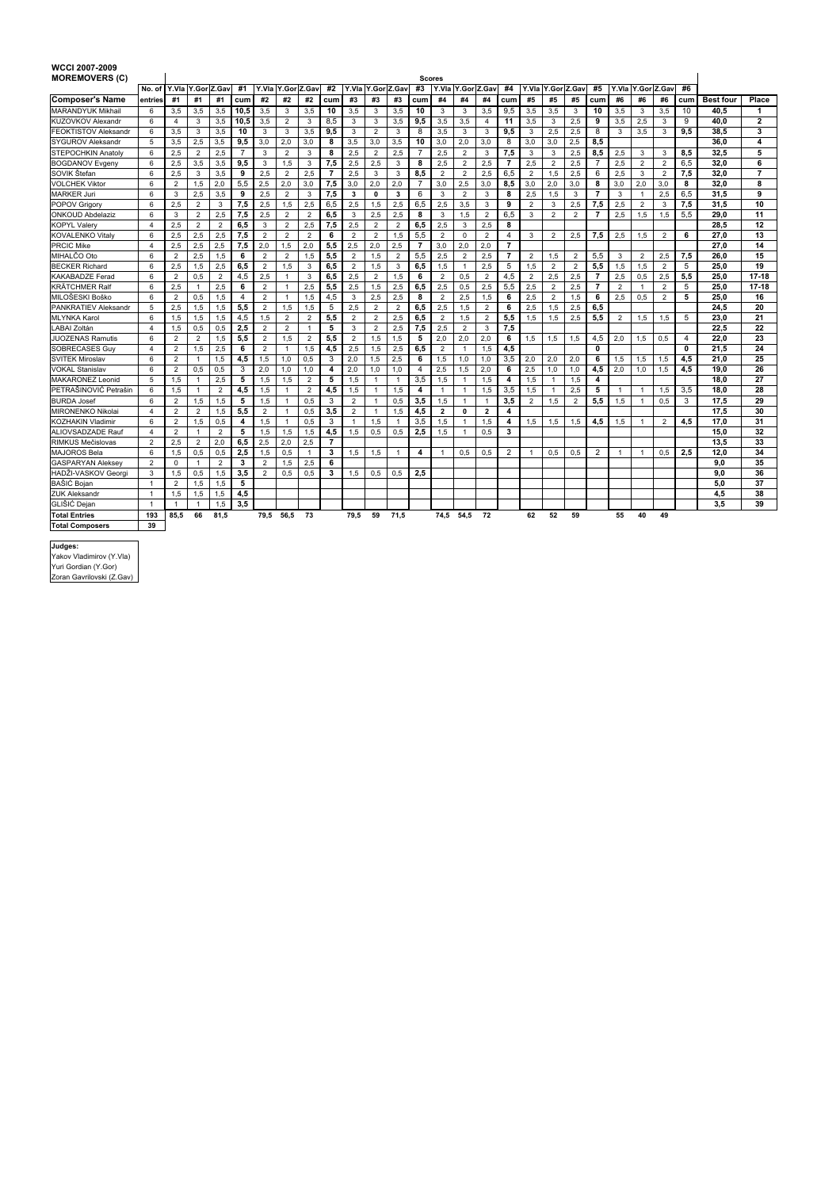# WCCI 2007-2009

## MOREMOVERS (C)

| Composer's Name | No. of entries | Y.Vla #1 | Y.Gor #1 | Z.Gav #1 | #1 cum | Y.Vla #2 | Y.Gor #2 | Z.Gav #2 | #2 cum | Y.Vla #3 | Y.Gor #3 | Z.Gav #3 | #3 cum | Y.Vla #4 | Y.Gor #4 | Z.Gav #4 | #4 cum | Y.Vla #5 | Y.Gor #5 | Z.Gav #5 | #5 cum | Y.Vla #6 | Y.Gor #6 | Z.Gav #6 | #6 cum | Best four | Place |
|---|---|---|---|---|---|---|---|---|---|---|---|---|---|---|---|---|---|---|---|---|---|---|---|---|---|---|---|
| MARANDYUK Mikhail | 6 | 3,5 | 3,5 | 3,5 | 10,5 | 3,5 | 3 | 3,5 | 10 | 3,5 | 3 | 3,5 | 10 | 3 | 3 | 3,5 | 9,5 | 3,5 | 3,5 | 3 | 10 | 3,5 | 3 | 3,5 | 10 | 40,5 | 1 |
| KUZOVKOV Alexandr | 6 | 4 | 3 | 3,5 | 10,5 | 3,5 | 2 | 3 | 8,5 | 3 | 3 | 3,5 | 9,5 | 3,5 | 3,5 | 4 | 11 | 3,5 | 3 | 2,5 | 9 | 3,5 | 2,5 | 3 | 9 | 40,0 | 2 |
| FEOKTISTOV Aleksandr | 6 | 3,5 | 3 | 3,5 | 10 | 3 | 3 | 3,5 | 9,5 | 3 | 2 | 3 | 8 | 3,5 | 3 | 3 | 9,5 | 3 | 2,5 | 2,5 | 8 | 3 | 3,5 | 3 | 9,5 | 38,5 | 3 |
| SYGUROV Aleksandr | 5 | 3,5 | 2,5 | 3,5 | 9,5 | 3,0 | 2,0 | 3,0 | 8 | 3,5 | 3,0 | 3,5 | 10 | 3,0 | 2,0 | 3,0 | 8 | 3,0 | 3,0 | 2,5 | 8,5 | | | | | 36,0 | 4 |
| STEPOCHKIN Anatoly | 6 | 2,5 | 2 | 2,5 | 7 | 3 | 2 | 3 | 8 | 2,5 | 2 | 2,5 | 7 | 2,5 | 2 | 3 | 7,5 | 3 | 3 | 2,5 | 8,5 | 2,5 | 3 | 3 | 8,5 | 32,5 | 5 |
| BOGDANOV Evgeny | 6 | 2,5 | 3,5 | 3,5 | 9,5 | 3 | 1,5 | 3 | 7,5 | 2,5 | 2,5 | 3 | 8 | 2,5 | 2 | 2,5 | 7 | 2,5 | 2 | 2,5 | 7 | 2,5 | 2 | 2 | 6,5 | 32,0 | 6 |
| SOVIK Štefan | 6 | 2,5 | 3 | 3,5 | 9 | 2,5 | 2 | 2,5 | 7 | 2,5 | 3 | 3 | 8,5 | 2 | 2 | 2,5 | 6,5 | 2 | 1,5 | 2,5 | 6 | 2,5 | 3 | 2 | 7,5 | 32,0 | 7 |
| VOLCHEK Viktor | 6 | 2 | 1,5 | 2,0 | 5,5 | 2,5 | 2,0 | 3,0 | 7,5 | 3,0 | 2,0 | 2,0 | 7 | 3,0 | 2,5 | 3,0 | 8,5 | 3,0 | 2,0 | 3,0 | 8 | 3,0 | 2,0 | 3,0 | 8 | 32,0 | 8 |
| MARKER Juri | 6 | 3 | 2,5 | 3,5 | 9 | 2,5 | 2 | 3 | 7,5 | 3 | 0 | 3 | 6 | 3 | 2 | 3 | 8 | 2,5 | 1,5 | 3 | 7 | 3 | 1 | 2,5 | 6,5 | 31,5 | 9 |
| POPOV Grigory | 6 | 2,5 | 2 | 3 | 7,5 | 2,5 | 1,5 | 2,5 | 6,5 | 2,5 | 1,5 | 2,5 | 6,5 | 2,5 | 3,5 | 3 | 9 | 2 | 3 | 2,5 | 7,5 | 2,5 | 2 | 3 | 7,5 | 31,5 | 10 |
| ONKOUD Abdelaziz | 6 | 3 | 2 | 2,5 | 7,5 | 2,5 | 2 | 2 | 6,5 | 3 | 2,5 | 2,5 | 8 | 3 | 1,5 | 2 | 6,5 | 3 | 2 | 2 | 7 | 2,5 | 1,5 | 1,5 | 5,5 | 29,0 | 11 |
| KOPYL Valery | 4 | 2,5 | 2 | 2 | 6,5 | 3 | 2 | 2,5 | 7,5 | 2,5 | 2 | 2 | 6,5 | 2,5 | 3 | 2,5 | 8 | | | | | | | | | 28,5 | 12 |
| KOVALENKO Vitaly | 6 | 2,5 | 2,5 | 2,5 | 7,5 | 2 | 2 | 2 | 6 | 2 | 2 | 1,5 | 5,5 | 2 | 0 | 2 | 4 | 3 | 2 | 2,5 | 7,5 | 2,5 | 1,5 | 2 | 6 | 27,0 | 13 |
| PRCIC Mike | 4 | 2,5 | 2,5 | 2,5 | 7,5 | 2,0 | 1,5 | 2,0 | 5,5 | 2,5 | 2,0 | 2,5 | 7 | 3,0 | 2,0 | 2,0 | 7 | | | | | | | | | 27,0 | 14 |
| MIHALČO Oto | 6 | 2 | 2,5 | 1,5 | 6 | 2 | 2 | 1,5 | 5,5 | 2 | 1,5 | 2 | 5,5 | 2,5 | 2 | 2,5 | 7 | 2 | 1,5 | 2 | 5,5 | 3 | 2 | 2,5 | 7,5 | 26,0 | 15 |
| BECKER Richard | 6 | 2,5 | 1,5 | 2,5 | 6,5 | 2 | 1,5 | 3 | 6,5 | 2 | 1,5 | 3 | 6,5 | 1,5 | 1 | 2,5 | 5 | 1,5 | 2 | 2 | 5,5 | 1,5 | 1,5 | 2 | 5 | 25,0 | 19 |
| KAKABADZE Ferad | 6 | 2 | 0,5 | 2 | 4,5 | 2,5 | 1 | 3 | 6,5 | 2,5 | 2 | 1,5 | 6 | 2 | 0,5 | 2 | 4,5 | 2 | 2,5 | 2,5 | 7 | 2,5 | 0,5 | 2,5 | 5,5 | 25,0 | 17-18 |
| KRÄTCHMER Ralf | 6 | 2,5 | 1 | 2,5 | 6 | 2 | 1 | 2,5 | 5,5 | 2,5 | 1,5 | 2,5 | 6,5 | 2,5 | 0,5 | 2,5 | 5,5 | 2,5 | 2 | 2,5 | 7 | 2 | 1 | 2 | 5 | 25,0 | 17-18 |
| MILOŠESKI Boško | 6 | 2 | 0,5 | 1,5 | 4 | 2 | 1 | 1,5 | 4,5 | 3 | 2,5 | 2,5 | 8 | 2 | 2,5 | 1,5 | 6 | 2,5 | 2 | 1,5 | 6 | 2,5 | 0,5 | 2 | 5 | 25,0 | 16 |
| PANKRATIEV Aleksandr | 5 | 2,5 | 1,5 | 1,5 | 5,5 | 2 | 1,5 | 1,5 | 5 | 2,5 | 2 | 2 | 6,5 | 2,5 | 1,5 | 2 | 6 | 2,5 | 1,5 | 2,5 | 6,5 | | | | | 24,5 | 20 |
| MLYNKA Karol | 6 | 1,5 | 1,5 | 1,5 | 4,5 | 1,5 | 2 | 2 | 5,5 | 2 | 2 | 2,5 | 6,5 | 2 | 1,5 | 2 | 5,5 | 1,5 | 1,5 | 2,5 | 5,5 | 2 | 1,5 | 1,5 | 5 | 23,0 | 21 |
| LABAI Zoltán | 4 | 1,5 | 0,5 | 0,5 | 2,5 | 2 | 2 | 1 | 5 | 3 | 2 | 2,5 | 7,5 | 2,5 | 2 | 3 | 7,5 | | | | | | | | | 22,5 | 22 |
| JUOZENAS Ramutis | 6 | 2 | 2 | 1,5 | 5,5 | 2 | 1,5 | 2 | 5,5 | 2 | 1,5 | 1,5 | 5 | 2,0 | 2,0 | 2,0 | 6 | 1,5 | 1,5 | 1,5 | 4,5 | 2,0 | 1,5 | 0,5 | 4 | 22,0 | 23 |
| SOBRECASES Guy | 4 | 2 | 1,5 | 2,5 | 6 | 2 | 1 | 1,5 | 4,5 | 2,5 | 1,5 | 2,5 | 6,5 | 2 | 1 | 1,5 | 4,5 | | | | 0 | | | | 0 | 21,5 | 24 |
| ŠVITEK Miroslav | 6 | 2 | 1 | 1,5 | 4,5 | 1,5 | 1,0 | 0,5 | 3 | 2,0 | 1,5 | 2,5 | 6 | 1,5 | 1,0 | 1,0 | 3,5 | 2,0 | 2,0 | 2,0 | 6 | 1,5 | 1,5 | 1,5 | 4,5 | 21,0 | 25 |
| VOKAL Stanislav | 6 | 2 | 0,5 | 0,5 | 3 | 2,0 | 1,0 | 1,0 | 4 | 2,0 | 1,0 | 1,0 | 4 | 2,5 | 1,5 | 2,0 | 6 | 2,5 | 1,0 | 1,0 | 4,5 | 2,0 | 1,0 | 1,5 | 4,5 | 19,0 | 26 |
| MAKARONEZ Leonid | 5 | 1,5 | 1 | 2,5 | 5 | 1,5 | 1,5 | 2 | 5 | 1,5 | 1 | 1 | 3,5 | 1,5 | 1 | 1,5 | 4 | 1,5 | 1 | 1,5 | 4 | | | | | 18,0 | 27 |
| PETRAŠINOVIĆ Petrašin | 6 | 1,5 | 1 | 2 | 4,5 | 1,5 | 1 | 2 | 4,5 | 1,5 | 1 | 1,5 | 4 | 1 | 1 | 1,5 | 3,5 | 1,5 | 1 | 2,5 | 5 | 1 | 1 | 1,5 | 3,5 | 18,0 | 28 |
| BURDA Josef | 6 | 2 | 1,5 | 1,5 | 5 | 1,5 | 1 | 0,5 | 3 | 2 | 1 | 0,5 | 3,5 | 1,5 | 1 | 1 | 3,5 | 2 | 1,5 | 2 | 5,5 | 1,5 | 1 | 0,5 | 3 | 17,5 | 29 |
| MIRONENKO Nikolai | 4 | 2 | 2 | 1,5 | 5,5 | 2 | 1 | 0,5 | 3,5 | 2 | 1 | 1,5 | 4,5 | 2 | 0 | 2 | 4 | | | | | | | | | 17,5 | 30 |
| KOZHAKIN Vladimir | 6 | 2 | 1,5 | 0,5 | 4 | 1,5 | 1 | 0,5 | 3 | 1 | 1,5 | 1 | 3,5 | 1,5 | 1 | 1,5 | 4 | 1,5 | 1,5 | 1,5 | 4,5 | 1,5 | 1 | 2 | 4,5 | 17,0 | 31 |
| ALIOVSADZADE Rauf | 4 | 2 | 1 | 2 | 5 | 1,5 | 1,5 | 1,5 | 4,5 | 1,5 | 0,5 | 0,5 | 2,5 | 1,5 | 1 | 0,5 | 3 | | | | | | | | | 15,0 | 32 |
| RIMKUS Mečislovas | 2 | 2,5 | 2 | 2,0 | 6,5 | 2,5 | 2,0 | 2,5 | 7 | | | | | | | | | | | | | | | | | 13,5 | 33 |
| MAJOROS Bela | 6 | 1,5 | 0,5 | 0,5 | 2,5 | 1,5 | 0,5 | 1 | 3 | 1,5 | 1,5 | 1 | 4 | 1 | 0,5 | 0,5 | 2 | 1 | 0,5 | 0,5 | 2 | 1 | 1 | 0,5 | 2,5 | 12,0 | 34 |
| GASPARYAN Aleksey | 2 | 0 | 1 | 2 | 3 | 2 | 1,5 | 2,5 | 6 | | | | | | | | | | | | | | | | | 9,0 | 35 |
| HADŽI-VASKOV Georgi | 3 | 1,5 | 0,5 | 1,5 | 3,5 | 2 | 0,5 | 0,5 | 3 | 1,5 | 0,5 | 0,5 | 2,5 | | | | | | | | | | | | | 9,0 | 36 |
| BAŠIĆ Bojan | 1 | 2 | 1,5 | 1,5 | 5 | | | | | | | | | | | | | | | | | | | | | 5,0 | 37 |
| ZUK Aleksandr | 1 | 1,5 | 1,5 | 1,5 | 4,5 | | | | | | | | | | | | | | | | | | | | | 4,5 | 38 |
| GLIŠIĆ Dejan | 1 | 1 | 1 | 1,5 | 3,5 | | | | | | | | | | | | | | | | | | | | | 3,5 | 39 |
| **Total Entries** | **193** | **85,5** | **66** | **81,5** | | **79,5** | **56,5** | **73** | | **79,5** | **59** | **71,5** | | **74,5** | **54,5** | **72** | | **62** | **52** | **59** | | **55** | **40** | **49** | | | |
| **Total Composers** | **39** | | | | | | | | | | | | | | | | | | | | | | | | | | |

**Judges:**

Yakov Vladimirov (Y.Vla)
Yuri Gordian (Y.Gor)
Zoran Gavrilovski (Z.Gav)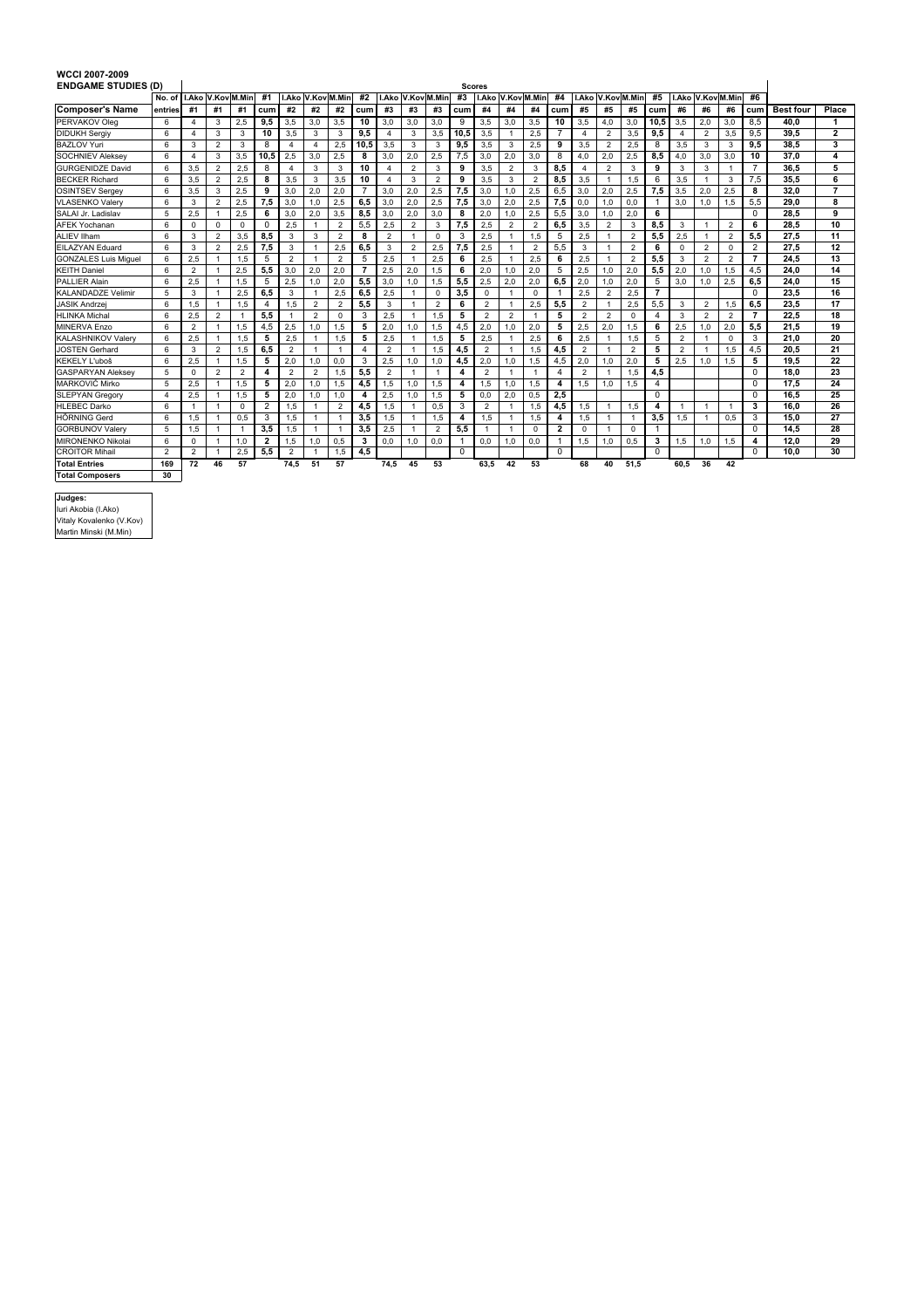## WCCI 2007-2009
## ENDGAME STUDIES (D)

| Composer's Name | No. of entries | I.Ako #1 | V.Kov #1 | M.Min #1 | #1 cum | I.Ako #2 | V.Kov #2 | M.Min #2 | #2 cum | I.Ako #3 | V.Kov #3 | M.Min #3 | #3 cum | I.Ako #4 | V.Kov #4 | M.Min #4 | #4 cum | I.Ako #5 | V.Kov #5 | M.Min #5 | #5 cum | I.Ako #6 | V.Kov #6 | M.Min #6 | #6 cum | Best four | Place |
|---|---|---|---|---|---|---|---|---|---|---|---|---|---|---|---|---|---|---|---|---|---|---|---|---|---|---|---|
| PERVAKOV Oleg | 6 | 4 | 3 | 2,5 | **9,5** | 3,5 | 3,0 | 3,5 | **10** | 3,0 | 3,0 | 3,0 | 9 | 3,5 | 3,0 | 3,5 | **10** | 3,5 | 4,0 | 3,0 | **10,5** | 3,5 | 2,0 | 3,0 | 8,5 | **40,0** | **1** |
| DIDUKH Sergiy | 6 | 4 | 3 | 3 | **10** | 3,5 | 3 | 3 | **9,5** | 4 | 3 | 3,5 | **10,5** | 3,5 | 1 | 2,5 | 7 | 4 | 2 | 3,5 | **9,5** | 4 | 2 | 3,5 | 9,5 | **39,5** | **2** |
| BAZLOV Yuri | 6 | 3 | 2 | 3 | 8 | 4 | 4 | 2,5 | **10,5** | 3,5 | 3 | 3 | **9,5** | 3,5 | 3 | 2,5 | **9** | 3,5 | 2 | 2,5 | 8 | 3,5 | 3 | 3 | **9,5** | **38,5** | **3** |
| SOCHNIEV Aleksey | 6 | 4 | 3 | 3,5 | **10,5** | 2,5 | 3,0 | 2,5 | **8** | 3,0 | 2,0 | 2,5 | 7,5 | 3,0 | 2,0 | 3,0 | 8 | 4,0 | 2,0 | 2,5 | **8,5** | 4,0 | 3,0 | 3,0 | **10** | **37,0** | **4** |
| GURGENIDZE David | 6 | 3,5 | 2 | 2,5 | **8** | 4 | 3 | 3 | **10** | 4 | 2 | 3 | **9** | 3,5 | 2 | 3 | **8,5** | 4 | 2 | 3 | **9** | 3 | 3 | 1 | 7 | **36,5** | **5** |
| BECKER Richard | 6 | 3,5 | 2 | 2,5 | **8** | 3,5 | 3 | 3,5 | **10** | 4 | 3 | 2 | **9** | 3,5 | 3 | 2 | **8,5** | 3,5 | 1 | 1,5 | 6 | 3,5 | 1 | 3 | 7,5 | **35,5** | **6** |
| OSINTSEV Sergey | 6 | 3,5 | 3 | 2,5 | **9** | 3,0 | 2,0 | 2,0 | 7 | 3,0 | 2,0 | 2,5 | **7,5** | 3,0 | 1,0 | 2,5 | 6,5 | 3,0 | 2,0 | 2,5 | **7,5** | 3,5 | 2,0 | 2,5 | **8** | **32,0** | **7** |
| VLASENKO Valery | 6 | 3 | 2 | 2,5 | **7,5** | 3,0 | 1,0 | 2,5 | **6,5** | 3,0 | 2,0 | 2,5 | **7,5** | 3,0 | 2,0 | 2,5 | **7,5** | 0,0 | 1,0 | 0,0 | 1 | 3,0 | 1,0 | 1,5 | 5,5 | **29,0** | **8** |
| SALAI Jr. Ladislav | 5 | 2,5 | 1 | 2,5 | **6** | 3,0 | 2,0 | 3,5 | **8,5** | 3,0 | 2,0 | 3,0 | **8** | 2,0 | 1,0 | 2,5 | 5,5 | 3,0 | 1,0 | 2,0 | **6** | | | | 0 | **28,5** | **9** |
| AFEK Yochanan | 6 | 0 | 0 | 0 | 0 | 2,5 | 1 | 2 | 5,5 | 2,5 | 2 | 3 | **7,5** | 2,5 | 2 | 2 | **6,5** | 3,5 | 2 | 3 | **8,5** | 3 | 1 | 2 | **6** | **28,5** | **10** |
| ALIEV Ilham | 6 | 3 | 2 | 3,5 | **8,5** | 3 | 3 | 2 | **8** | 2 | 1 | 0 | 3 | 2,5 | 1 | 1,5 | 5 | 2,5 | 1 | 2 | **5,5** | 2,5 | 1 | 2 | **5,5** | **27,5** | **11** |
| EILAZYAN Eduard | 6 | 3 | 2 | 2,5 | **7,5** | 3 | 1 | 2,5 | **6,5** | 3 | 2 | 2,5 | **7,5** | 2,5 | 1 | 2 | 5,5 | 3 | 1 | 2 | **6** | 0 | 2 | 0 | 2 | **27,5** | **12** |
| GONZALES Luis Miguel | 6 | 2,5 | 1 | 1,5 | 5 | 2 | 1 | 2 | 5 | 2,5 | 1 | 2,5 | **6** | 2,5 | 1 | 2,5 | **6** | 2,5 | 1 | 2 | **5,5** | 3 | 2 | 2 | **7** | **24,5** | **13** |
| KEITH Daniel | 6 | 2 | 1 | 2,5 | **5,5** | 3,0 | 2,0 | 2,0 | **7** | 2,5 | 2,0 | 1,5 | **6** | 2,0 | 1,0 | 2,0 | 5 | 2,5 | 1,0 | 2,0 | **5,5** | 2,0 | 1,0 | 1,5 | 4,5 | **24,0** | **14** |
| PALLIER Alain | 6 | 2,5 | 1 | 1,5 | 5 | 2,5 | 1,0 | 2,0 | **5,5** | 3,0 | 1,0 | 1,5 | **5,5** | 2,5 | 2,0 | 2,0 | **6,5** | 2,0 | 1,0 | 2,0 | 5 | 3,0 | 1,0 | 2,5 | **6,5** | **24,0** | **15** |
| KALANDADZE Velimir | 5 | 3 | 1 | 2,5 | **6,5** | 3 | 1 | 2,5 | **6,5** | 2,5 | 1 | 0 | **3,5** | 0 | 1 | 0 | 1 | 2,5 | 2 | 2,5 | **7** | | | | 0 | **23,5** | **16** |
| JASIK Andrzej | 6 | 1,5 | 1 | 1,5 | 4 | 1,5 | 2 | 2 | **5,5** | 3 | 1 | 2 | **6** | 2 | 1 | 2,5 | **5,5** | 2 | 1 | 2,5 | 5,5 | 3 | 2 | 1,5 | **6,5** | **23,5** | **17** |
| HLINKA Michal | 6 | 2,5 | 2 | 1 | **5,5** | 1 | 2 | 0 | 3 | 2,5 | 1 | 1,5 | **5** | 2 | 2 | 1 | **5** | 2 | 2 | 0 | 4 | 3 | 2 | 2 | **7** | **22,5** | **18** |
| MINERVA Enzo | 6 | 2 | 1 | 1,5 | 4,5 | 2,5 | 1,0 | 1,5 | **5** | 2,0 | 1,0 | 1,5 | 4,5 | 2,0 | 1,0 | 2,0 | **5** | 2,5 | 2,0 | 1,5 | **6** | 2,5 | 1,0 | 2,0 | **5,5** | **21,5** | **19** |
| KALASHNIKOV Valery | 6 | 2,5 | 1 | 1,5 | **5** | 2,5 | 1 | 1,5 | **5** | 2,5 | 1 | 1,5 | **5** | 2,5 | 1 | 2,5 | **6** | 2,5 | 1 | 1,5 | 5 | 2 | 1 | 0 | 3 | **21,0** | **20** |
| JOSTEN Gerhard | 6 | 3 | 2 | 1,5 | **6,5** | 2 | 1 | 1 | 4 | 2 | 1 | 1,5 | **4,5** | 2 | 1 | 1,5 | **4,5** | 2 | 1 | 2 | **5** | 2 | 1 | 1,5 | 4,5 | **20,5** | **21** |
| KEKELY L'uboš | 6 | 2,5 | 1 | 1,5 | **5** | 2,0 | 1,0 | 0,0 | 3 | 2,5 | 1,0 | 1,0 | **4,5** | 2,0 | 1,0 | 1,5 | 4,5 | 2,0 | 1,0 | 2,0 | **5** | 2,5 | 1,0 | 1,5 | **5** | **19,5** | **22** |
| GASPARYAN Aleksey | 5 | 0 | 2 | 2 | **4** | 2 | 2 | 1,5 | **5,5** | 2 | 1 | 1 | **4** | 2 | 1 | 1 | 4 | 2 | 1 | 1,5 | **4,5** | | | | 0 | **18,0** | **23** |
| MARKOVIČ Mirko | 5 | 2,5 | 1 | 1,5 | **5** | 2,0 | 1,0 | 1,5 | **4,5** | 1,5 | 1,0 | 1,5 | **4** | 1,5 | 1,0 | 1,5 | **4** | 1,5 | 1,0 | 1,5 | 4 | | | | 0 | **17,5** | **24** |
| SLEPYAN Gregory | 4 | 2,5 | 1 | 1,5 | **5** | 2,0 | 1,0 | 1,0 | **4** | 2,5 | 1,0 | 1,5 | **5** | 0,0 | 2,0 | 0,5 | **2,5** | | | | 0 | | | | 0 | **16,5** | **25** |
| HLEBEC Darko | 6 | 1 | 1 | 0 | 2 | 1,5 | 1 | 2 | **4,5** | 1,5 | 1 | 0,5 | 3 | 2 | 1 | 1,5 | **4,5** | 1,5 | 1 | 1,5 | **4** | 1 | 1 | 1 | **3** | **16,0** | **26** |
| HÖRNING Gerd | 6 | 1,5 | 1 | 0,5 | 3 | 1,5 | 1 | 1 | **3,5** | 1,5 | 1 | 1,5 | **4** | 1,5 | 1 | 1,5 | **4** | 1,5 | 1 | 1 | **3,5** | 1,5 | 1 | 0,5 | 3 | **15,0** | **27** |
| GORBUNOV Valery | 5 | 1,5 | 1 | 1 | **3,5** | 1,5 | 1 | 1 | **3,5** | 2,5 | 1 | 2 | **5,5** | 1 | 1 | 0 | 2 | 0 | 1 | 0 | 1 | | | | 0 | **14,5** | **28** |
| MIRONENKO Nikolai | 6 | 0 | 1 | 1,0 | **2** | 1,5 | 1,0 | 0,5 | **3** | 0,0 | 1,0 | 0,0 | 1 | 0,0 | 1,0 | 0,0 | 1 | 1,5 | 1,0 | 0,5 | **3** | 1,5 | 1,0 | 1,5 | **4** | **12,0** | **29** |
| CROITOR Mihail | 2 | 2 | 1 | 2,5 | **5,5** | 2 | 1 | 1,5 | **4,5** | | | | 0 | | | | 0 | | | | 0 | | | | 0 | **10,0** | **30** |
| **Total Entries** | **169** | **72** | **46** | **57** | | **74,5** | **51** | **57** | | **74,5** | **45** | **53** | | **63,5** | **42** | **53** | | **68** | **40** | **51,5** | | **60,5** | **36** | **42** | | | |
| **Total Composers** | **30** | | | | | | | | | | | | | | | | | | | | | | | | | | |

**Judges:**
Iuri Akobia (I.Ako)
Vitaly Kovalenko (V.Kov)
Martin Minski (M.Min)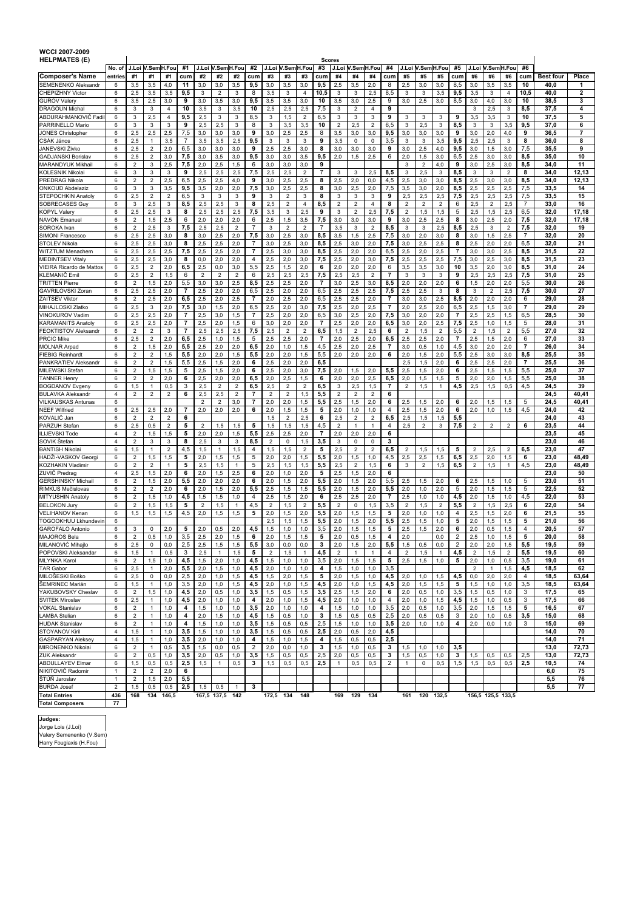# WCCI 2007-2009

## HELPMATES (E)

| | No. of | J.Loi | V.Sem | H.Fou | #1 | J.Loi | V.Sem | H.Fou | #2 | J.Loi | V.Sem | H.Fou | #3 | J.Loi | V.Sem | H.Fou | #4 | J.Loi | V.Sem | H.Fou | #5 | J.Loi | V.Sem | H.Fou | #6 | | |
|---|---|---|---|---|---|---|---|---|---|---|---|---|---|---|---|---|---|---|---|---|---|---|---|---|---|---|---|
| **Composer's Name** | **entries** | **#1** | **#1** | **#1** | **cum** | **#2** | **#2** | **#2** | **cum** | **#3** | **#3** | **#3** | **cum** | **#4** | **#4** | **#4** | **cum** | **#5** | **#5** | **#5** | **cum** | **#6** | **#6** | **#6** | **cum** | **Best four** | **Place** |
| SEMENENKO Aleksandr | 6 | 3,5 | 3,5 | 4,0 | **11** | 3,0 | 3,0 | 3,5 | **9,5** | 3,0 | 3,5 | 3,0 | **9,5** | 2,5 | 3,5 | 2,0 | **8** | 2,5 | 3,0 | 3,0 | **8,5** | 3,0 | 3,5 | 3,5 | **10** | **40,0** | **1** |
| CHEPIZHNY Victor | 6 | 2,5 | 3,5 | 3,5 | **9,5** | 3 | 2 | 3 | **8** | 3,5 | 3 | 4 | **10,5** | 3 | 3 | 2,5 | **8,5** | 3 | 3 | 3,5 | **9,5** | 3,5 | 3 | 4 | **10,5** | **40,0** | **2** |
| GUROV Valery | 6 | 3,5 | 2,5 | 3,0 | **9** | 3,0 | 3,5 | 3,0 | **9,5** | 3,5 | 3,5 | 3,0 | **10** | 3,5 | 3,0 | 2,5 | **9** | 3,0 | 2,5 | 3,0 | **8,5** | 3,0 | 4,0 | 3,0 | **10** | **38,5** | **3** |
| DRAGOUN Michal | 6 | 3 | 3 | 4 | **10** | 3,5 | 3 | 3,5 | **10** | 2,5 | 2,5 | 2,5 | **7,5** | 3 | 2 | 4 | **9** | | | | | 3 | 2,5 | 3 | **8,5** | **37,5** | **4** |
| ABDURAHMANOVIĆ Fadil | 6 | 3 | 2,5 | 4 | **9,5** | 2,5 | 3 | 3 | **8,5** | 3 | 1,5 | 2 | **6,5** | 3 | 3 | 3 | **9** | 3 | 3 | 3 | **9** | 3,5 | 3,5 | 3 | **10** | **37,5** | **5** |
| PARRINELLO Mario | 6 | 3 | 3 | 3 | **9** | 2,5 | 2,5 | 3 | **8** | 3 | 3,5 | 3,5 | **10** | 2 | 2,5 | 2 | **6,5** | 3 | 2,5 | 3 | **8,5** | 3 | 3 | 3,5 | **9,5** | **37,0** | **6** |
| JONES Christopher | 6 | 2,5 | 2,5 | 2,5 | **7,5** | 3,0 | 3,0 | 3,0 | **9** | 3,0 | 2,5 | 2,5 | **8** | 3,5 | 3,0 | 3,0 | **9,5** | 3,0 | 3,0 | 3,0 | **9** | 3,0 | 2,0 | 4,0 | **9** | **36,5** | **7** |
| CSÁK János | 6 | 2,5 | 1 | 3,5 | **7** | 3,5 | 3,5 | 2,5 | **9,5** | 3 | 3 | 3 | **9** | 3,5 | 0 | 0 | **3,5** | 3 | 3 | 3,5 | **9,5** | 2,5 | 2,5 | 3 | **8** | **36,0** | **8** |
| JANEVSKI Živko | 6 | 2,5 | 2 | 2,0 | **6,5** | 3,0 | 3,0 | 3,0 | **9** | 2,5 | 2,5 | 3,0 | **8** | 3,0 | 3,0 | 3,0 | **9** | 3,0 | 2,5 | 4,0 | **9,5** | 3,0 | 1,5 | 3,0 | **7,5** | **35,5** | **9** |
| GADJANSKI Borislav | 6 | 2,5 | 2 | 3,0 | **7,5** | 3,0 | 3,5 | 3,0 | **9,5** | 3,0 | 3,0 | 3,5 | **9,5** | 2,0 | 1,5 | 2,5 | **6** | 2,0 | 1,5 | 3,0 | **6,5** | 2,5 | 3,0 | 3,0 | **8,5** | **35,0** | **10** |
| MARANDYUK Mikhail | 6 | 2 | 3 | 2,5 | **7,5** | 2,0 | 2,5 | 1,5 | **6** | 3,0 | 3,0 | 3,0 | **9** | | | | | 3 | 2 | 4,0 | **9** | 3,0 | 2,5 | 3,0 | **8,5** | **34,0** | **11** |
| KOLESNIK Nikolai | 6 | 3 | 3 | 3 | **9** | 2,5 | 2,5 | 2,5 | **7,5** | 2,5 | 2,5 | 2 | **7** | 3 | 3 | 2,5 | **8,5** | 3 | 2,5 | 3 | **8,5** | 3 | 3 | 2 | **8** | **34,0** | **12,13** |
| PREDRAG Nikola | 6 | 2 | 2 | 2,5 | **6,5** | 2,5 | 2,5 | 4,0 | **9** | 3,0 | 2,5 | 2,5 | **8** | 2,5 | 2,0 | 0,0 | **4,5** | 2,5 | 3,0 | 3,0 | **8,5** | 2,5 | 3,0 | 3,0 | **8,5** | **34,0** | **12,13** |
| ONKOUD Abdelaziz | 6 | 3 | 3 | 3,5 | **9,5** | 3,5 | 2,0 | 2,0 | **7,5** | 3,0 | 2,5 | 2,5 | **8** | 3,0 | 2,5 | 2,0 | **7,5** | 3,5 | 3,0 | 2,0 | **8,5** | 2,5 | 2,5 | 2,5 | **7,5** | **33,5** | **14** |
| STEPOCHKIN Anatoly | 6 | 2,5 | 2 | 2 | **6,5** | 3 | 3 | 3 | **9** | 3 | 2 | 3 | **8** | 3 | 3 | 3 | **9** | 2,5 | 2,5 | 2,5 | **7,5** | 2,5 | 2,5 | 2,5 | **7,5** | **33,5** | **15** |
| SOBRECASES Guy | 6 | 3 | 2,5 | 3 | **8,5** | 2,5 | 2,5 | 3 | **8** | 2,5 | 2 | 4 | **8,5** | 2 | 2 | 4 | **8** | 2 | 2 | 2 | **6** | 2,5 | 2 | 2,5 | **7** | **33,0** | **16** |
| KOPYL Valery | 6 | 2,5 | 2,5 | 3 | **8** | 2,5 | 2,5 | 2,5 | **7,5** | 3,5 | 3 | 2,5 | **9** | 3 | 2 | 2,5 | **7,5** | 2 | 1,5 | 1,5 | **5** | 2,5 | 1,5 | 2,5 | **6,5** | **32,0** | **17,18** |
| NAVON Emanuel | 6 | 2 | 1,5 | 2,5 | **6** | 2,0 | 2,0 | 2,0 | **6** | 2,5 | 1,5 | 3,5 | **7,5** | 3,0 | 3,0 | 3,0 | **9** | 3,0 | 2,5 | 2,5 | **8** | 3,0 | 2,5 | 2,0 | **7,5** | **32,0** | **17,18** |
| SOROKA Ivan | 6 | 2 | 2,5 | 3 | **7,5** | 2,5 | 2,5 | 2 | **7** | 3 | 2 | 2 | **7** | 3,5 | 3 | 2 | **8,5** | 3 | 3 | 2,5 | **8,5** | 2,5 | 3 | 2 | **7,5** | **32,0** | **19** |
| SIMONI Francesco | 6 | 2,5 | 2,5 | 3,0 | **8** | 3,0 | 2,5 | 2,0 | **7,5** | 3,0 | 2,5 | 3,0 | **8,5** | 3,5 | 1,5 | 2,5 | **7,5** | 3,0 | 2,0 | 3,0 | **8** | 3,0 | 1,5 | 2,5 | **7** | **32,0** | **20** |
| STOLEV Nikola | 6 | 2,5 | 2,5 | 3,0 | **8** | 2,5 | 2,5 | 2,0 | **7** | 3,0 | 2,5 | 3,0 | **8,5** | 2,5 | 3,0 | 2,0 | **7,5** | 3,0 | 2,5 | 2,5 | **8** | 2,5 | 2,0 | 2,0 | **6,5** | **32,0** | **21** |
| WITZTUM Menachem | 6 | 2,5 | 2,5 | 2,5 | **7,5** | 2,5 | 2,5 | 2,0 | **7** | 2,5 | 3,0 | 3,0 | **8,5** | 2,5 | 2,0 | 2,0 | **6,5** | 2,5 | 2,0 | 2,5 | **7** | 3,0 | 3,0 | 2,5 | **8,5** | **31,5** | **22** |
| MEDINTSEV Vitaly | 6 | 2,5 | 2,5 | 3,0 | **8** | 0,0 | 2,0 | 2,0 | **4** | 2,5 | 2,0 | 3,0 | **7,5** | 2,5 | 2,0 | 3,0 | **7,5** | 2,5 | 2,5 | 2,5 | **7,5** | 3,0 | 2,5 | 3,0 | **8,5** | **31,5** | **23** |
| VIEIRA Ricardo de Mattos | 6 | 2,5 | 2 | 2,0 | **6,5** | 2,5 | 0,0 | 3,0 | **5,5** | 2,5 | 1,5 | 2,0 | **6** | 2,0 | 2,0 | 2,0 | **6** | 3,5 | 3,5 | 3,0 | **10** | 3,5 | 2,0 | 3,0 | **8,5** | **31,0** | **24** |
| KLEMANIČ Emil | 6 | 2,5 | 2 | 1,5 | **6** | 2 | 2 | 2 | **6** | 2,5 | 2,5 | 2,5 | **7,5** | 2,5 | 2,5 | 2 | **7** | 3 | 3 | 3 | **9** | 2,5 | 2,5 | 2,5 | **7,5** | **31,0** | **25** |
| TRITTEN Pierre | 6 | 2 | 1,5 | 2,0 | **5,5** | 3,0 | 3,0 | 2,5 | **8,5** | 2,5 | 2,5 | 2,0 | **7** | 3,0 | 2,5 | 3,0 | **8,5** | 2,0 | 2,0 | 2,0 | **6** | 1,5 | 2,0 | 2,0 | **5,5** | **30,0** | **26** |
| GAVRILOVSKI Zoran | 6 | 2,5 | 2,5 | 2,0 | **7** | 2,5 | 2,0 | 2,0 | **6,5** | 2,5 | 2,0 | 2,0 | **6,5** | 2,5 | 2,5 | 2,5 | **7,5** | 2,5 | 2,5 | 3 | **8** | 3 | 2 | 2,5 | **7,5** | **30,0** | **27** |
| ZAITSEV Viktor | 6 | 2 | 2,5 | 2,0 | **6,5** | 2,5 | 2,0 | 2,5 | **7** | 2,0 | 2,5 | 2,0 | **6,5** | 2,5 | 2,5 | 2,0 | **7** | 3,0 | 3,0 | 2,5 | **8,5** | 2,0 | 2,0 | 2,0 | **6** | **29,0** | **28** |
| MIHAJLOSKI Zlatko | 6 | 2,5 | 3 | 2,0 | **7,5** | 3,0 | 1,5 | 2,0 | **6,5** | 2,5 | 2,0 | 3,0 | **7,5** | 2,5 | 2,0 | 2,5 | **7** | 2,0 | 2,5 | 2,0 | **6,5** | 2,5 | 1,5 | 3,0 | **7** | **29,0** | **29** |
| VINOKUROV Vadim | 6 | 2,5 | 2,5 | 2,0 | **7** | 2,5 | 3,0 | 1,5 | **7** | 2,5 | 2,0 | 2,0 | **6,5** | 3,0 | 2,5 | 2,0 | **7,5** | 3,0 | 2,0 | 2,0 | **7** | 2,5 | 2,5 | 1,5 | **6,5** | **28,5** | **30** |
| KARAMANITS Anatoly | 6 | 2,5 | 2,5 | 2,0 | **7** | 2,5 | 2,0 | 1,5 | **6** | 3,0 | 2,0 | 2,0 | **7** | 2,5 | 2,0 | 2,0 | **6,5** | 3,0 | 2,0 | 2,5 | **7,5** | 2,5 | 1,0 | 1,5 | **5** | **28,0** | **31** |
| FEOKTISTOV Aleksandr | 6 | 2 | 2 | 3 | **7** | 2,5 | 2,5 | 2,5 | **7,5** | 2,5 | 2 | 2 | **6,5** | 1,5 | 2 | 2,5 | **6** | 2 | 1,5 | 2 | **5,5** | 2 | 1,5 | 2 | **5,5** | **27,0** | **32** |
| PRCIC Mike | 6 | 2,5 | 2 | 2,0 | **6,5** | 2,5 | 1,0 | 1,5 | **5** | 2,5 | 2,5 | 2,0 | **7** | 2,0 | 2,5 | 2,0 | **6,5** | 2,5 | 2,5 | 2,0 | **7** | 2,5 | 1,5 | 2,0 | **6** | **27,0** | **33** |
| MOLNAR Arpad | 6 | 2 | 1,5 | 2,0 | **5,5** | 2,5 | 2,0 | 2,0 | **6,5** | 2,0 | 1,0 | 1,5 | **4,5** | 2,5 | 2,0 | 2,5 | **7** | 3,0 | 0,5 | 1,0 | **4,5** | 3,0 | 2,0 | 2,0 | **7** | **26,0** | **34** |
| FIEBIG Reinhardt | 6 | 2 | 2 | 1,5 | **5,5** | 2,0 | 2,0 | 1,5 | **5,5** | 2,0 | 2,0 | 1,5 | **5,5** | 2,0 | 2,0 | 2,0 | **6** | 2,0 | 1,5 | 2,0 | **5,5** | 2,5 | 3,0 | 3,0 | **8,5** | **25,5** | **35** |
| PANKRATIEV Aleksandr | 6 | 2 | 2 | 1,5 | **5,5** | 2,5 | 1,5 | 2,0 | **6** | 2,5 | 2,0 | 2,0 | **6,5** | | | | | 2,5 | 1,5 | 2,0 | **6** | 2,5 | 2,5 | 2,0 | **7** | **25,5** | **36** |
| MILEWSKI Stefan | 6 | 2 | 1,5 | 1,5 | **5** | 2,5 | 1,5 | 2,0 | **6** | 2,5 | 2,0 | 3,0 | **7,5** | 2,0 | 1,5 | 2,0 | **5,5** | 2,5 | 1,5 | 2,0 | **6** | 2,5 | 1,5 | 1,5 | **5,5** | **25,0** | **37** |
| TANNER Henry | 6 | 2 | 2 | 2,0 | **6** | 2,5 | 2,0 | 2,0 | **6,5** | 2,0 | 2,5 | 1,5 | **6** | 2,0 | 2,0 | 2,5 | **6,5** | 2,0 | 1,5 | 1,5 | **5** | 2,0 | 2,0 | 1,5 | **5,5** | **25,0** | **38** |
| BOGDANOV Evgeny | 6 | 1,5 | 1 | 0,5 | **3** | 2,5 | 2 | 2 | **6,5** | 2,5 | 2 | 2 | **6,5** | 3 | 2,5 | 1,5 | **7** | 2 | 1,5 | 1 | **4,5** | 2,5 | 1,5 | 0,5 | **4,5** | **24,5** | **39** |
| BULAVKA Aleksandr | 4 | 2 | 2 | 2 | **6** | 2,5 | 2,5 | 2 | **7** | 2 | 2 | 1,5 | **5,5** | 2 | 2 | 2 | **6** | | | | | | | | | **24,5** | **40,41** |
| VILKAUSKAS Antunas | 6 | | | | | 2 | 2 | 3,0 | **7** | 2,0 | 2,0 | 1,5 | **5,5** | 2,5 | 1,5 | 2,0 | **6** | 2,5 | 1,5 | 2,0 | **6** | 2,0 | 1,5 | 1,5 | **5** | **24,5** | **40,41** |
| NEEF Wilfried | 6 | 2 | 2,5 | 2,0 | **7** | 2,0 | 2,0 | 2,0 | **6** | 2,0 | 1,5 | 1,5 | **5** | 2,0 | 1,0 | 1,0 | **4** | 2,5 | 1,5 | 2,0 | **6** | 2,0 | 1,0 | 1,5 | **4,5** | **24,0** | **42** |
| KOVALIČ Jan | 6 | 2 | 2 | 2 | **6** | | | | | 1,5 | 2 | 2,5 | **6** | 2,5 | 2 | 2 | **6,5** | 2,5 | 1,5 | 1,5 | **5,5** | | | | | **24,0** | **43** |
| PARZUH Stefan | 6 | 2,5 | 0,5 | 2 | **5** | 2 | 1,5 | 1,5 | **5** | 1,5 | 1,5 | 1,5 | **4,5** | 2 | 1 | 1 | **4** | 2,5 | 2 | 3 | **7,5** | 2 | 2 | 2 | **6** | **23,5** | **44** |
| ILIJEVSKI Tode | 4 | 2 | 1,5 | 1,5 | **5** | 2,0 | 2,0 | 1,5 | **5,5** | 2,5 | 2,5 | 2,0 | **7** | 2,0 | 2,0 | 2,0 | **6** | | | | | | | | | **23,5** | **45** |
| SOVIK Štefan | 4 | 2 | 3 | 3 | **8** | 2,5 | 3 | 3 | **8,5** | 2 | 0 | 1,5 | **3,5** | 3 | 0 | 0 | **3** | | | | | | | | | **23,0** | **46** |
| BANTISH Nikolai | 6 | 1,5 | 1 | 2 | **4,5** | 1,5 | 1 | 1,5 | **4** | 1,5 | 1,5 | 2 | **5** | 2,5 | 2 | 2 | **6,5** | 2 | 1,5 | 1,5 | **5** | 2 | 2,5 | 2 | **6,5** | **23,0** | **47** |
| HADŽI-VASKOV Georgi | 6 | 2 | 1,5 | 1,5 | **5** | 2,0 | 1,5 | 1,5 | **5** | 2,0 | 2,0 | 1,5 | **5,5** | 2,0 | 1,5 | 1,0 | **4,5** | 2,5 | 2,5 | 1,5 | **6,5** | 2,5 | 2,0 | 1,5 | **6** | **23,0** | **48,49** |
| KOZHAKIN Vladimir | 6 | 2 | 2 | 1 | **5** | 2,5 | 1,5 | 1 | **5** | 2,5 | 1,5 | 1,5 | **5,5** | 2,5 | 2 | 1,5 | **6** | 3 | 2 | 1,5 | **6,5** | 2 | 1,5 | 1 | **4,5** | **23,0** | **48,49** |
| ZUVIĆ Predrag | 4 | 2,5 | 1,5 | 2,0 | **6** | 2,0 | 1,5 | 2,5 | **6** | 2,0 | 1,0 | 2,0 | **5** | 2,5 | 1,5 | 2,0 | **6** | | | | | | | | | **23,0** | **50** |
| GERSHINSKY Michail | 6 | 2 | 1,5 | 2,0 | **5,5** | 2,0 | 2,0 | 2,0 | **6** | 2,0 | 1,5 | 2,0 | **5,5** | 2,0 | 1,5 | 2,0 | **5,5** | 2,5 | 1,5 | 2,0 | **6** | 2,5 | 1,5 | 1,0 | **5** | **23,0** | **51** |
| RIMKUS Mečislovas | 6 | 2 | 2 | 2,0 | **6** | 2,0 | 1,5 | 2,0 | **5,5** | 2,5 | 1,5 | 1,5 | **5,5** | 2,0 | 1,5 | 2,0 | **5,5** | 2,0 | 1,0 | 2,0 | **5** | 2,0 | 1,5 | 1,5 | **5** | **22,5** | **52** |
| MITYUSHIN Anatoly | 6 | 2 | 1,5 | 1,0 | **4,5** | 1,5 | 1,5 | 1,0 | **4** | 2,5 | 1,5 | 2,0 | **6** | 2,5 | 2,5 | 2,0 | **7** | 2,5 | 1,0 | 1,0 | **4,5** | 2,0 | 1,5 | 1,0 | **4,5** | **22,0** | **53** |
| BELOKON Jury | 6 | 2 | 1,5 | 1,5 | **5** | 2 | 1,5 | 1 | **4,5** | 2 | 1,5 | 2 | **5,5** | 2 | 0 | 1,5 | **3,5** | 2 | 1,5 | 2 | **5,5** | 2 | 1,5 | 2,5 | **6** | **22,0** | **54** |
| VELIHANOV Kenan | 6 | 1,5 | 1,5 | 1,5 | **4,5** | 2,0 | 1,5 | 1,5 | **5** | 2,0 | 1,5 | 2,0 | **5,5** | 2,0 | 1,5 | 1,5 | **5** | 2,0 | 1,0 | 1,0 | **4** | 2,5 | 1,5 | 2,0 | **6** | **21,5** | **55** |
| TOGOOKHUU Lkhundevin | 6 | | | | | | | | | 2,5 | 1,5 | 1,5 | **5,5** | 2,0 | 1,5 | 2,0 | **5,5** | 2,5 | 1,5 | 1,0 | **5** | 2,0 | 1,5 | 1,5 | **5** | **21,0** | **56** |
| GAROFALO Antonio | 6 | 3 | 0 | 2,0 | **5** | 2,0 | 0,5 | 2,0 | **4,5** | 1,5 | 1,0 | 1,0 | **3,5** | 2,0 | 1,5 | 1,5 | **5** | 2,5 | 1,5 | 2,0 | **6** | 2,0 | 0,5 | 1,5 | **4** | **20,5** | **57** |
| MAJOROS Bela | 6 | 2 | 0,5 | 1,0 | **3,5** | 2,5 | 2,0 | 1,5 | **6** | 2,0 | 1,5 | 1,5 | **5** | 2,0 | 0,5 | 1,5 | **4** | 2,0 | | 0,0 | **2** | 2,5 | 1,0 | 1,5 | **5** | **20,0** | **58** |
| MILANOVIĆ Mihajlo | 6 | 2,5 | 0 | 0,0 | **2,5** | 2,5 | 1,5 | 1,5 | **5,5** | 3,0 | 0,0 | 0,0 | **3** | 2,0 | 1,5 | 2,0 | **5,5** | 1,5 | 0,5 | 0,0 | **2** | 2,0 | 2,0 | 1,5 | **5,5** | **19,5** | **59** |
| POPOVSKI Aleksandar | 6 | 1,5 | 1 | 0,5 | **3** | 2,5 | 1 | 1,5 | **5** | 2 | 1,5 | 1 | **4,5** | 2 | 1 | 1 | **4** | 2 | 1,5 | 1 | **4,5** | 2 | 1,5 | 2 | **5,5** | **19,5** | **60** |
| MLYNKA Karol | 6 | 2 | 1,5 | 1,0 | **4,5** | 1,5 | 2,0 | 1,0 | **4,5** | 1,5 | 1,0 | 1,0 | **3,5** | 2,0 | 1,5 | 1,5 | **5** | 2,5 | 1,5 | 1,0 | **5** | 2,0 | 1,0 | 0,5 | **3,5** | **19,0** | **61** |
| TAR Gabor | 6 | 2,5 | 1 | 2,0 | **5,5** | 2,0 | 1,5 | 1,0 | **4,5** | 2,0 | 1,0 | 1,0 | **4** | 1,5 | 1,0 | 1,0 | **3,5** | | | | | 2 | 1 | 1,5 | **4,5** | **18,5** | **62** |
| MILOŠESKI Boško | 6 | 2,5 | 0 | 0,0 | **2,5** | 2,0 | 1,0 | 1,5 | **4,5** | 1,5 | 2,0 | 1,5 | **5** | 2,0 | 1,5 | 1,0 | **4,5** | 2,0 | 1,0 | 1,5 | **4,5** | 0,0 | 2,0 | 2,0 | **4** | **18,5** | **63,64** |
| ŠEMRINEC Marián | 6 | 1,5 | 1 | 1,0 | **3,5** | 2,0 | 1,0 | 1,5 | **4,5** | 2,0 | 1,0 | 1,5 | **4,5** | 2,0 | 1,0 | 1,5 | **4,5** | 2,0 | 1,5 | 1,5 | **5** | 1,5 | 1,0 | 1,0 | **3,5** | **18,5** | **63,64** |
| YAKUBOVSKY Cheslav | 6 | 2 | 1,5 | 1,0 | **4,5** | 2,0 | 0,5 | 1,0 | **3,5** | 1,5 | 0,5 | 1,5 | **3,5** | 2,5 | 1,5 | 2,0 | **6** | 2,0 | 0,5 | 1,0 | **3,5** | 1,5 | 0,5 | 1,0 | **3** | **17,5** | **65** |
| SVITEK Miroslav | 6 | 2,5 | 1 | 1,0 | **4,5** | 2,0 | 1,0 | 1,0 | **4** | 2,0 | 1,0 | 1,5 | **4,5** | 2,0 | 1,0 | 1,0 | **4** | 2,0 | 1,0 | 1,5 | **4,5** | 1,5 | 1,0 | 0,5 | **3** | **17,5** | **66** |
| VOKAL Stanislav | 6 | 2 | 1 | 1,0 | **4** | 1,5 | 1,0 | 1,0 | **3,5** | 2,0 | 1,0 | 1,0 | **4** | 1,5 | 1,0 | 1,0 | **3,5** | 2,0 | 0,5 | 1,0 | **3,5** | 2,0 | 1,5 | 1,5 | **5** | **16,5** | **67** |
| LAMBA Stelian | 6 | 2 | 1 | 1,0 | **4** | 2,0 | 1,5 | 1,0 | **4,5** | 1,5 | 0,5 | 1,0 | **3** | 1,5 | 0,5 | 0,5 | **2,5** | 2,0 | 0,5 | 0,5 | **3** | 2,0 | 1,0 | 0,5 | **3,5** | **15,0** | **68** |
| HUDAK Stanislav | 6 | 2 | 1 | 1,0 | **4** | 1,5 | 1,0 | 1,0 | **3,5** | 1,5 | 0,5 | 0,5 | **2,5** | 1,5 | 1,0 | 1,0 | **3,5** | 2,0 | 1,0 | 1,0 | **4** | 2,0 | 0,0 | 1,0 | **3** | **15,0** | **69** |
| STOYANOV Kiril | 4 | 1,5 | 1 | 1,0 | **3,5** | 1,5 | 1,0 | 1,0 | **3,5** | 1,5 | 0,5 | 0,5 | **2,5** | 2,0 | 0,5 | 2,0 | **4,5** | | | | | | | | | **14,0** | **70** |
| GASPARYAN Aleksey | 4 | 1,5 | 1 | 1,0 | **3,5** | 2,0 | 1,0 | 1,0 | **4** | 1,5 | 1,0 | 1,5 | **4** | 1,5 | 0,5 | 0,5 | **2,5** | | | | | | | | | **14,0** | **71** |
| MIRONENKO Nikolai | 6 | 2 | 1 | 0,5 | **3,5** | 1,5 | 0,0 | 0,5 | **2** | 2,0 | 0,0 | 1,0 | **3** | 1,5 | 1,0 | 0,5 | **3** | 1,5 | 1,0 | 1,0 | **3,5** | | | | | **13,0** | **72,73** |
| ZUK Aleksandr | 6 | 2 | 0,5 | 1,0 | **3,5** | 2,0 | 0,5 | 1,0 | **3,5** | 1,5 | 0,5 | 0,5 | **2,5** | 2,0 | 0,5 | 0,5 | **3** | 1,5 | 0,5 | 1,0 | **3** | 1,5 | 0,5 | 0,5 | **2,5** | **13,0** | **72,73** |
| ABDULLAYEV Elmar | 6 | 1,5 | 0,5 | 0,5 | **2,5** | 1,5 | 1 | 0,5 | **3** | 1,5 | 0,5 | 0,5 | **2,5** | 1 | 0,5 | 0,5 | **2** | 1 | 0 | 0,5 | **1,5** | 1,5 | 0,5 | 0,5 | **2,5** | **10,5** | **74** |
| NIKITOVIĆ Radomir | 1 | 2 | 2 | 2,0 | **6** | | | | | | | | | | | | | | | | | | | | | **6,0** | **75** |
| ŠTŮN Jaroslav | 1 | 2 | 1,5 | 2,0 | **5,5** | | | | | | | | | | | | | | | | | | | | | **5,5** | **76** |
| BURDA Josef | 2 | 1,5 | 0,5 | 0,5 | **2,5** | 1,5 | 0,5 | 1 | **3** | | | | | | | | | | | | | | | | | **5,5** | **77** |
| **Total Entries** | **436** | **168** | **134** | **146,5** | | **167,5** | **137,5** | **142** | | **172,5** | **134** | **148** | | **169** | **129** | **134** | | **161** | **120** | **132,5** | | **156,5** | **125,5** | **133,5** | | | |
| **Total Composers** | **77** | | | | | | | | | | | | | | | | | | | | | | | | | | |

**Judges:**

Jorge Lois (J.Loi)

Valery Semenenko (V.Sem)

Harry Fougiaxis (H.Fou)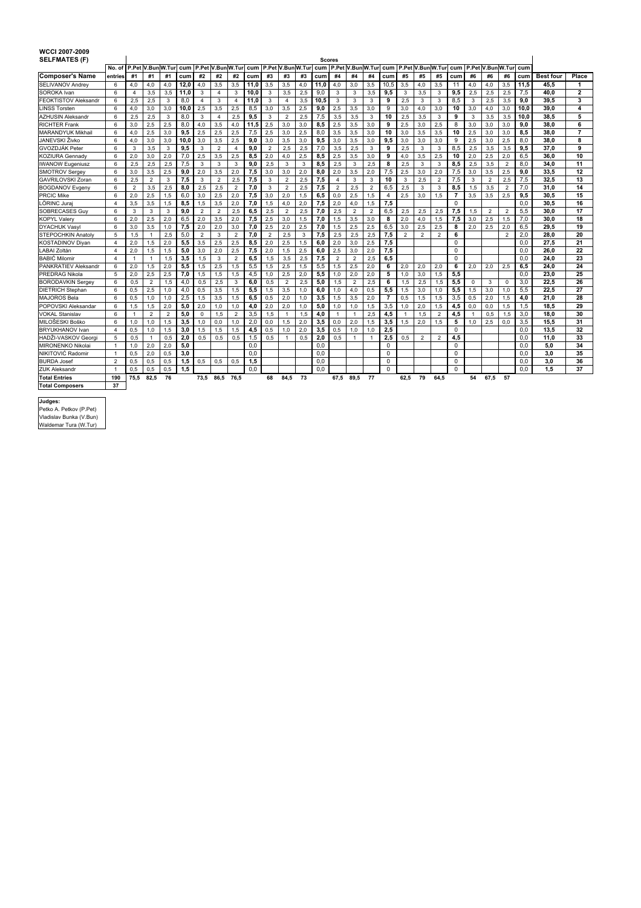# WCCI 2007-2009
## SELFMATES (F)

| | | Scores | | | | | | | | | | | | | | | | | | | | | | | | | |
|---|---|---|---|---|---|---|---|---|---|---|---|---|---|---|---|---|---|---|---|---|---|---|---|---|---|---|---|
| | No. of | P.Pet | V.Bun | W.Tur | cum | P.Pet | V.Bun | W.Tur | cum | P.Pet | V.Bun | W.Tur | cum | P.Pet | V.Bun | W.Tur | cum | P.Pet | V.Bun | W.Tur | cum | P.Pet | V.Bun | W.Tur | cum | | |
| **Composer's Name** | entries | #1 | #1 | #1 | cum | #2 | #2 | #2 | cum | #3 | #3 | #3 | cum | #4 | #4 | #4 | cum | #5 | #5 | #5 | cum | #6 | #6 | #6 | cum | **Best four** | **Place** |
| SELIVANOV Andrey | 6 | 4,0 | 4,0 | 4,0 | **12,0** | 4,0 | 3,5 | 3,5 | **11,0** | 3,5 | 3,5 | 4,0 | **11,0** | 4,0 | 3,0 | 3,5 | 10,5 | 3,5 | 4,0 | 3,5 | 11 | 4,0 | 4,0 | 3,5 | **11,5** | **45,5** | **1** |
| SOROKA Ivan | 6 | 4 | 3,5 | 3,5 | **11,0** | 3 | 4 | 3 | **10,0** | 3 | 3,5 | 2,5 | 9,0 | 3 | 3 | 3,5 | **9,5** | 3 | 3,5 | 3 | **9,5** | 2,5 | 2,5 | 2,5 | 7,5 | **40,0** | **2** |
| FEOKTISTOV Aleksandr | 6 | 2,5 | 2,5 | 3 | 8,0 | 4 | 3 | 4 | **11,0** | 3 | 4 | 3,5 | **10,5** | 3 | 3 | 3 | **9** | 2,5 | 3 | 3 | 8,5 | 3 | 2,5 | 3,5 | **9,0** | **39,5** | **3** |
| LINSS Torsten | 6 | 4,0 | 3,0 | 3,0 | **10,0** | 2,5 | 3,5 | 2,5 | 8,5 | 3,0 | 3,5 | 2,5 | **9,0** | 2,5 | 3,5 | 3,0 | 9 | 3,0 | 4,0 | 3,0 | **10** | 3,0 | 4,0 | 3,0 | **10,0** | **39,0** | **4** |
| AZHUSIN Aleksandr | 6 | 2,5 | 2,5 | 3 | 8,0 | 3 | 4 | 2,5 | **9,5** | 3 | 2 | 2,5 | 7,5 | 3,5 | 3,5 | 3 | **10** | 2,5 | 3,5 | 3 | **9** | 3 | 3,5 | 3,5 | **10,0** | **38,5** | **5** |
| RICHTER Frank | 6 | 3,0 | 2,5 | 2,5 | 8,0 | 4,0 | 3,5 | 4,0 | **11,5** | 2,5 | 3,0 | 3,0 | **8,5** | 2,5 | 3,5 | 3,0 | **9** | 2,5 | 3,0 | 2,5 | 8 | 3,0 | 3,0 | 3,0 | **9,0** | **38,0** | **6** |
| MARANDYUK Mikhail | 6 | 4,0 | 2,5 | 3,0 | **9,5** | 2,5 | 2,5 | 2,5 | 7,5 | 2,5 | 3,0 | 2,5 | 8,0 | 3,5 | 3,5 | 3,0 | **10** | 3,0 | 3,5 | 3,5 | **10** | 2,5 | 3,0 | 3,0 | **8,5** | **38,0** | **7** |
| JANEVSKI Živko | 6 | 4,0 | 3,0 | 3,0 | **10,0** | 3,0 | 3,5 | 2,5 | **9,0** | 3,0 | 3,5 | 3,0 | **9,5** | 3,0 | 3,5 | 3,0 | **9,5** | 3,0 | 3,0 | 3,0 | 9 | 2,5 | 3,0 | 2,5 | 8,0 | **38,0** | **8** |
| GVOZDJÁK Peter | 6 | 3 | 3,5 | 3 | **9,5** | 3 | 2 | 4 | **9,0** | 2 | 2,5 | 2,5 | 7,0 | 3,5 | 2,5 | 3 | **9** | 2,5 | 3 | 3 | 8,5 | 2,5 | 3,5 | 3,5 | **9,5** | **37,0** | **9** |
| KOZIURA Gennady | 6 | 2,0 | 3,0 | 2,0 | 7,0 | 2,5 | 3,5 | 2,5 | **8,5** | 2,0 | 4,0 | 2,5 | **8,5** | 2,5 | 3,5 | 3,0 | **9** | 4,0 | 3,5 | 2,5 | **10** | 2,0 | 2,5 | 2,0 | 6,5 | **36,0** | **10** |
| IWANOW Eugeniusz | 6 | 2,5 | 2,5 | 2,5 | 7,5 | 3 | 3 | 3 | **9,0** | 2,5 | 3 | 3 | **8,5** | 2,5 | 3 | 2,5 | **8** | 2,5 | 3 | 3 | **8,5** | 2,5 | 3,5 | 2 | 8,0 | **34,0** | **11** |
| SMOTROV Sergey | 6 | 3,0 | 3,5 | 2,5 | **9,0** | 2,0 | 3,5 | 2,0 | 7,5 | 3,0 | 3,0 | 2,0 | **8,0** | 2,0 | 3,5 | 2,0 | 7,5 | 2,5 | 3,0 | 2,0 | 7,5 | 3,0 | 3,5 | 2,5 | **9,0** | **33,5** | **12** |
| GAVRILOVSKI Zoran | 6 | 2,5 | 2 | 3 | **7,5** | 3 | 2 | 2,5 | **7,5** | 3 | 2 | 2,5 | **7,5** | 4 | 3 | 3 | **10** | 3 | 2,5 | 2 | 7,5 | 3 | 2 | 2,5 | 7,5 | **32,5** | **13** |
| BOGDANOV Evgeny | 6 | 2 | 3,5 | 2,5 | **8,0** | 2,5 | 2,5 | 2 | 7,0 | 3 | 2 | 2,5 | **7,5** | 2 | 2,5 | 2 | 6,5 | 2,5 | 3 | 3 | **8,5** | 1,5 | 3,5 | 2 | 7,0 | **31,0** | **14** |
| PRCIC Mike | 6 | 2,0 | 2,5 | 1,5 | 6,0 | 3,0 | 2,5 | 2,0 | **7,5** | 3,0 | 2,0 | 1,5 | **6,5** | 0,0 | 2,5 | 1,5 | 4 | 2,5 | 3,0 | 1,5 | **7** | 3,5 | 3,5 | 2,5 | **9,5** | **30,5** | **15** |
| LŐRINC Juraj | 4 | 3,5 | 3,5 | 1,5 | **8,5** | 1,5 | 3,5 | 2,0 | **7,0** | 1,5 | 4,0 | 2,0 | **7,5** | 2,0 | 4,0 | 1,5 | **7,5** | | | | 0 | | | | 0,0 | **30,5** | **16** |
| SOBRECASES Guy | 6 | 3 | 3 | 3 | **9,0** | 2 | 2 | 2,5 | **6,5** | 2,5 | 2 | 2,5 | **7,0** | 2,5 | 2 | 2 | 6,5 | 2,5 | 2,5 | 2,5 | **7,5** | 1,5 | 2 | 2 | 5,5 | **30,0** | **17** |
| KOPYL Valery | 6 | 2,0 | 2,5 | 2,0 | 6,5 | 2,0 | 3,5 | 2,0 | **7,5** | 2,5 | 3,0 | 1,5 | **7,0** | 1,5 | 3,5 | 3,0 | **8** | 2,0 | 4,0 | 1,5 | **7,5** | 3,0 | 2,5 | 1,5 | 7,0 | **30,0** | **18** |
| DYACHUK Vasyl | 6 | 3,0 | 3,5 | 1,0 | **7,5** | 2,0 | 2,0 | 3,0 | **7,0** | 2,5 | 2,0 | 2,5 | **7,0** | 1,5 | 2,5 | 2,5 | 6,5 | 3,0 | 2,5 | 2,5 | **8** | 2,0 | 2,5 | 2,0 | 6,5 | **29,5** | **19** |
| STEPOCHKIN Anatoly | 5 | 1,5 | 1 | 2,5 | 5,0 | 2 | 3 | 2 | **7,0** | 2 | 2,5 | 3 | **7,5** | 2,5 | 2,5 | 2,5 | **7,5** | 2 | 2 | 2 | **6** | | | 2 | 2,0 | **28,0** | **20** |
| KOSTADINOV Diyan | 4 | 2,0 | 1,5 | 2,0 | **5,5** | 3,5 | 2,5 | 2,5 | **8,5** | 2,0 | 2,5 | 1,5 | **6,0** | 2,0 | 3,0 | 2,5 | **7,5** | | | | 0 | | | | 0,0 | **27,5** | **21** |
| LABAI Zoltán | 4 | 2,0 | 1,5 | 1,5 | **5,0** | 3,0 | 2,0 | 2,5 | **7,5** | 2,0 | 1,5 | 2,5 | **6,0** | 2,5 | 3,0 | 2,0 | **7,5** | | | | 0 | | | | 0,0 | **26,0** | **22** |
| BABIĆ Milomir | 4 | 1 | 1 | 1,5 | **3,5** | 1,5 | 3 | 2 | **6,5** | 1,5 | 3,5 | 2,5 | **7,5** | 2 | 2 | 2,5 | **6,5** | | | | 0 | | | | 0,0 | **24,0** | **23** |
| PANKRATIEV Aleksandr | 6 | 2,0 | 1,5 | 2,0 | 5,5 | 1,5 | 2,5 | 1,5 | 5,5 | 1,5 | 2,5 | 1,5 | 5,5 | 1,5 | 2,5 | 2,0 | **6** | 2,0 | 2,0 | 2,0 | **6** | 2,0 | 2,0 | 2,5 | **6,5** | **24,0** | **24** |
| PREDRAG Nikola | 5 | 2,0 | 2,5 | 2,5 | **7,0** | 1,5 | 1,5 | 1,5 | 4,5 | 1,0 | 2,5 | 2,0 | **5,5** | 1,0 | 2,0 | 2,0 | **5** | 1,0 | 3,0 | 1,5 | **5,5** | | | | 0,0 | **23,0** | **25** |
| BORODAVKIN Sergey | 6 | 0,5 | 2 | 1,5 | 4,0 | 0,5 | 2,5 | 3 | **6,0** | 0,5 | 2 | 2,5 | **5,0** | 1,5 | 2 | 2,5 | **6** | 1,5 | 2,5 | 1,5 | **5,5** | 0 | 3 | 0 | 3,0 | **22,5** | **26** |
| DIETRICH Stephan | 6 | 0,5 | 2,5 | 1,0 | 4,0 | 0,5 | 3,5 | 1,5 | **5,5** | 1,5 | 3,5 | 1,0 | **6,0** | 1,0 | 4,0 | 0,5 | **5,5** | 1,5 | 3,0 | 1,0 | **5,5** | 1,5 | 3,0 | 1,0 | 5,5 | **22,5** | **27** |
| MAJOROS Bela | 6 | 0,5 | 1,0 | 1,0 | 2,5 | 1,5 | 3,5 | 1,5 | **6,5** | 0,5 | 2,0 | 1,0 | **3,5** | 1,5 | 3,5 | 2,0 | **7** | 0,5 | 1,5 | 1,5 | 3,5 | 0,5 | 2,0 | 1,5 | **4,0** | **21,0** | **28** |
| POPOVSKI Aleksandar | 6 | 1,5 | 1,5 | 2,0 | **5,0** | 2,0 | 1,0 | 1,0 | **4,0** | 2,0 | 2,0 | 1,0 | **5,0** | 1,0 | 1,0 | 1,5 | 3,5 | 1,0 | 2,0 | 1,5 | **4,5** | 0,0 | 0,0 | 1,5 | 1,5 | **18,5** | **29** |
| VOKAL Stanislav | 6 | 1 | 2 | 2 | **5,0** | 0 | 1,5 | 2 | 3,5 | 1,5 | 1 | 1,5 | **4,0** | 1 | 1 | 2,5 | **4,5** | 1 | 1,5 | 2 | **4,5** | 1 | 0,5 | 1,5 | 3,0 | **18,0** | **30** |
| MILOŠESKI Boško | 6 | 1,0 | 1,0 | 1,5 | **3,5** | 1,0 | 0,0 | 1,0 | 2,0 | 0,0 | 1,5 | 2,0 | **3,5** | 0,0 | 2,0 | 1,5 | **3,5** | 1,5 | 2,0 | 1,5 | **5** | 1,0 | 2,5 | 0,0 | 3,5 | **15,5** | **31** |
| BRYUKHANOV Ivan | 4 | 0,5 | 1,0 | 1,5 | **3,0** | 1,5 | 1,5 | 1,5 | **4,5** | 0,5 | 1,0 | 2,0 | **3,5** | 0,5 | 1,0 | 1,0 | **2,5** | | | | 0 | | | | 0,0 | **13,5** | **32** |
| HADŽI-VASKOV Georgi | 5 | 0,5 | 1 | 0,5 | **2,0** | 0,5 | 0,5 | 0,5 | 1,5 | 0,5 | 1 | 0,5 | **2,0** | 0,5 | 1 | 1 | **2,5** | 0,5 | 2 | 2 | **4,5** | | | | 0,0 | **11,0** | **33** |
| MIRONENKO Nikolai | 1 | 1,0 | 2,0 | 2,0 | **5,0** | | | | 0,0 | | | | 0,0 | | | | 0 | | | | 0 | | | | 0,0 | **5,0** | **34** |
| NIKITOVIĆ Radomir | 1 | 0,5 | 2,0 | 0,5 | **3,0** | | | | 0,0 | | | | 0,0 | | | | 0 | | | | 0 | | | | 0,0 | **3,0** | **35** |
| BURDA Josef | 2 | 0,5 | 0,5 | 0,5 | **1,5** | 0,5 | 0,5 | 0,5 | **1,5** | | | | 0,0 | | | | 0 | | | | 0 | | | | 0,0 | **3,0** | **36** |
| ZUK Aleksandr | 1 | 0,5 | 0,5 | 0,5 | **1,5** | | | | 0,0 | | | | 0,0 | | | | 0 | | | | 0 | | | | 0,0 | **1,5** | **37** |
| **Total Entries** | **190** | **75,5** | **82,5** | **76** | | **73,5** | **86,5** | **76,5** | | **68** | **84,5** | **73** | | **67,5** | **89,5** | **77** | | **62,5** | **79** | **64,5** | | **54** | **67,5** | **57** | | | |
| **Total Composers** | **37** | | | | | | | | | | | | | | | | | | | | | | | | | | |

**Judges:**

Petko A. Petkov (P.Pet)
Vladislav Bunka (V.Bun)
Waldemar Tura (W.Tur)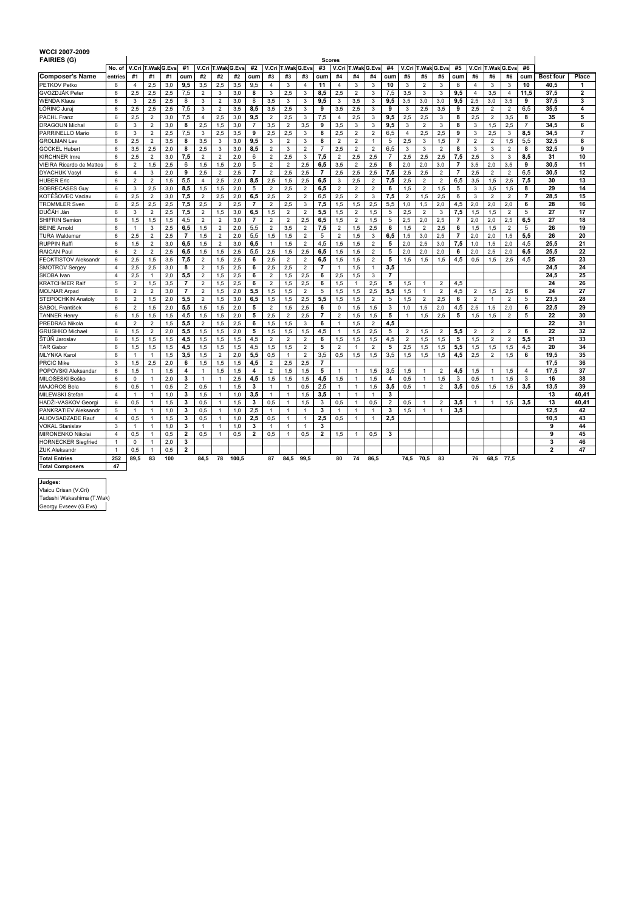**WCCI 2007-2009**

**FAIRIES (G)**

| | No. of | Scores | | | | | | | | | | | | | | | | | | | | | | | | | | | | |
|---|---|---|---|---|---|---|---|---|---|---|---|---|---|---|---|---|---|---|---|---|---|---|---|---|---|---|---|---|---|---|
| | | V.Cri | T.Wak | G.Evs | #1 | V.Cri | T.Wak | G.Evs | #2 | V.Cri | T.Wak | G.Evs | #3 | V.Cri | T.Wak | G.Evs | #4 | V.Cri | T.Wak | G.Evs | #5 | V.Cri | T.Wak | G.Evs | #6 | | |
| **Composer's Name** | entries | #1 | #1 | #1 | cum | #2 | #2 | #2 | cum | #3 | #3 | #3 | cum | #4 | #4 | #4 | cum | #5 | #5 | #5 | cum | #6 | #6 | #6 | cum | **Best four** | **Place** |
| PETKOV Petko | 6 | 4 | 2,5 | 3,0 | **9,5** | 3,5 | 2,5 | 3,5 | 9,5 | 4 | 3 | 4 | **11** | 4 | 3 | 3 | **10** | 3 | 2 | 3 | 8 | 4 | 3 | 3 | **10** | **40,5** | **1** |
| GVOZDJÁK Peter | 6 | 2,5 | 2,5 | 2,5 | 7,5 | 2 | 3 | 3,0 | **8** | 3 | 2,5 | 3 | **8,5** | 2,5 | 2 | 3 | 7,5 | 3,5 | 3 | 3 | **9,5** | 4 | 3,5 | 4 | **11,5** | **37,5** | **2** |
| WENDA Klaus | 6 | 3 | 2,5 | 2,5 | 8 | 3 | 2 | 3,0 | 8 | 3,5 | 3 | 3 | **9,5** | 3 | 3,5 | 3 | **9,5** | 3,5 | 3,0 | 3,0 | **9,5** | 2,5 | 3,0 | 3,5 | **9** | **37,5** | **3** |
| LÖRINC Juraj | 6 | 2,5 | 2,5 | 2,5 | 7,5 | 3 | 2 | 3,5 | **8,5** | 3,5 | 2,5 | 3 | **9** | 3,5 | 2,5 | 3 | **9** | 3 | 2,5 | 3,5 | **9** | 2,5 | 2 | 2 | 6,5 | **35,5** | **4** |
| PACHL Franz | 6 | 2,5 | 2 | 3,0 | 7,5 | 4 | 2,5 | 3,0 | **9,5** | 2 | 2,5 | 3 | 7,5 | 4 | 2,5 | 3 | **9,5** | 2,5 | 2,5 | 3 | **8** | 2,5 | 2 | 3,5 | **8** | **35** | **5** |
| DRAGOUN Michal | 6 | 3 | 2 | 3,0 | **8** | 2,5 | 1,5 | 3,0 | 7 | 3,5 | 2 | 3,5 | **9** | 3,5 | 3 | 3 | **9,5** | 3 | 2 | 3 | **8** | 3 | 1,5 | 2,5 | 7 | **34,5** | **6** |
| PARRINELLO Mario | 6 | 3 | 2 | 2,5 | 7,5 | 3 | 2,5 | 3,5 | **9** | 2,5 | 2,5 | 3 | **8** | 2,5 | 2 | 2 | 6,5 | 4 | 2,5 | 2,5 | **9** | 3 | 2,5 | 3 | **8,5** | **34,5** | **7** |
| GROLMAN Lev | 6 | 2,5 | 2 | 3,5 | **8** | 3,5 | 3 | 3,0 | **9,5** | 3 | 2 | 3 | **8** | 2 | 2 | 1 | 5 | 2,5 | 3 | 1,5 | **7** | 2 | 2 | 1,5 | 5,5 | **32,5** | **8** |
| GOCKEL Hubert | 6 | 3,5 | 2,5 | 2,0 | **8** | 2,5 | 3 | 3,0 | **8,5** | 2 | 3 | 2 | 7 | 2,5 | 2 | 2 | 6,5 | 3 | 3 | 2 | **8** | 3 | 3 | 2 | **8** | **32,5** | **9** |
| KIRCHNER Imre | 6 | 2,5 | 2 | 3,0 | **7,5** | 2 | 2 | 2,0 | 6 | 2 | 2,5 | 3 | **7,5** | 2 | 2,5 | 2,5 | 7 | 2,5 | 2,5 | 2,5 | **7,5** | 2,5 | 3 | 3 | **8,5** | **31** | **10** |
| VIEIRA Ricardo de Mattos | 6 | 2 | 1,5 | 2,5 | 6 | 1,5 | 1,5 | 2,0 | 5 | 2 | 2 | 2,5 | **6,5** | 3,5 | 2 | 2,5 | **8** | 2,0 | 2,0 | 3,0 | **7** | 3,5 | 2,0 | 3,5 | **9** | **30,5** | **11** |
| DYACHUK Vasyl | 6 | 4 | 3 | 2,0 | **9** | 2,5 | 2 | 2,5 | **7** | 2 | 2,5 | 2,5 | **7** | 2,5 | 2,5 | 2,5 | **7,5** | 2,5 | 2,5 | 2 | 7 | 2,5 | 2 | 2 | 6,5 | **30,5** | **12** |
| HUBER Eric | 6 | 2 | 2 | 1,5 | 5,5 | 4 | 2,5 | 2,0 | **8,5** | 2,5 | 1,5 | 2,5 | **6,5** | 3 | 2,5 | 2 | **7,5** | 2,5 | 2 | 2 | 6,5 | 3,5 | 1,5 | 2,5 | **7,5** | **30** | **13** |
| SOBRECASES Guy | 6 | 3 | 2,5 | 3,0 | **8,5** | 1,5 | 1,5 | 2,0 | 5 | 2 | 2,5 | 2 | **6,5** | 2 | 2 | 2 | **6** | 1,5 | 2 | 1,5 | 5 | 3 | 3,5 | 1,5 | **8** | **29** | **14** |
| KOTĚŠOVEC Vaclav | 6 | 2,5 | 2 | 3,0 | **7,5** | 2 | 2,5 | 2,0 | **6,5** | 2,5 | 2 | 2 | 6,5 | 2,5 | 2 | 3 | **7,5** | 2 | 1,5 | 2,5 | 6 | 3 | 2 | 2 | **7** | **28,5** | **15** |
| TROMMLER Sven | 6 | 2,5 | 2,5 | 2,5 | **7,5** | 2,5 | 2 | 2,5 | **7** | 2 | 2,5 | 3 | **7,5** | 1,5 | 1,5 | 2,5 | 5,5 | 1,0 | 1,5 | 2,0 | 4,5 | 2,0 | 2,0 | 2,0 | **6** | **28** | **16** |
| DUČÁH Ján | 6 | 3 | 2 | 2,5 | **7,5** | 2 | 1,5 | 3,0 | **6,5** | 1,5 | 2 | 2 | **5,5** | 1,5 | 2 | 1,5 | 5 | 2,5 | 2 | 3 | **7,5** | 1,5 | 1,5 | 2 | 5 | **27** | **17** |
| SHIFRIN Semion | 6 | 1,5 | 1,5 | 1,5 | 4,5 | 2 | 2 | 3,0 | **7** | 2 | 2 | 2,5 | **6,5** | 1,5 | 2 | 1,5 | 5 | 2,5 | 2,0 | 2,5 | **7** | 2,0 | 2,0 | 2,5 | **6,5** | **27** | **18** |
| BEINE Arnold | 6 | 1 | 3 | 2,5 | **6,5** | 1,5 | 2 | 2,0 | 5,5 | 2 | 3,5 | 2 | **7,5** | 2 | 1,5 | 2,5 | **6** | 1,5 | 2 | 2,5 | **6** | 1,5 | 1,5 | 2 | 5 | **26** | **19** |
| TURA Waldemar | 6 | 2,5 | 2 | 2,5 | **7** | 1,5 | 2 | 2,0 | 5,5 | 1,5 | 1,5 | 2 | 5 | 2 | 1,5 | 3 | **6,5** | 1,5 | 3,0 | 2,5 | **7** | 2,0 | 2,0 | 1,5 | **5,5** | **26** | **20** |
| RUPPIN Raffi | 6 | 1,5 | 2 | 3,0 | **6,5** | 1,5 | 2 | 3,0 | **6,5** | 1 | 1,5 | 2 | 4,5 | 1,5 | 1,5 | 2 | **5** | 2,0 | 2,5 | 3,0 | **7,5** | 1,0 | 1,5 | 2,0 | 4,5 | **25,5** | **21** |
| RAICAN Paul | 6 | 2 | 2 | 2,5 | **6,5** | 1,5 | 1,5 | 2,5 | 5,5 | 2,5 | 1,5 | 2,5 | **6,5** | 1,5 | 1,5 | 2 | 5 | 2,0 | 2,0 | 2,0 | **6** | 2,0 | 2,5 | 2,0 | **6,5** | **25,5** | **22** |
| FEOKTISTOV Aleksandr | 6 | 2,5 | 1,5 | 3,5 | **7,5** | 2 | 1,5 | 2,5 | **6** | 2,5 | 2 | 2 | **6,5** | 1,5 | 1,5 | 2 | **5** | 1,5 | 1,5 | 1,5 | 4,5 | 0,5 | 1,5 | 2,5 | 4,5 | **25** | **23** |
| SMOTROV Sergey | 4 | 2,5 | 2,5 | 3,0 | **8** | 2 | 1,5 | 2,5 | **6** | 2,5 | 2,5 | 2 | **7** | 1 | 1,5 | 1 | **3,5** | | | | | | | | | **24,5** | **24** |
| SKOBA Ivan | 4 | 2,5 | 1 | 2,0 | **5,5** | 2 | 1,5 | 2,5 | **6** | 2 | 1,5 | 2,5 | **6** | 2,5 | 1,5 | 3 | **7** | | | | | | | | | **24,5** | **25** |
| KRATCHMER Ralf | 5 | 2 | 1,5 | 3,5 | **7** | 2 | 1,5 | 2,5 | **6** | 2 | 1,5 | 2,5 | **6** | 1,5 | 1 | 2,5 | **5** | 1,5 | 1 | 2 | 4,5 | | | | | **24** | **26** |
| MOLNAR Arpad | 6 | 2 | 2 | 3,0 | **7** | 2 | 1,5 | 2,0 | **5,5** | 1,5 | 1,5 | 2 | 5 | 1,5 | 1,5 | 2,5 | **5,5** | 1,5 | 1 | 2 | 4,5 | 2 | 1,5 | 2,5 | **6** | **24** | **27** |
| STEPOCHKIN Anatoly | 6 | 2 | 1,5 | 2,0 | **5,5** | 2 | 1,5 | 3,0 | **6,5** | 1,5 | 1,5 | 2,5 | **5,5** | 1,5 | 1,5 | 2 | 5 | 1,5 | 2 | 2,5 | **6** | 2 | 1 | 2 | 5 | **23,5** | **28** |
| SABOL František | 6 | 2 | 1,5 | 2,0 | **5,5** | 1,5 | 1,5 | 2,0 | **5** | 2 | 1,5 | 2,5 | **6** | 0 | 1,5 | 1,5 | 3 | 1,0 | 1,5 | 2,0 | 4,5 | 2,5 | 1,5 | 2,0 | **6** | **22,5** | **29** |
| TANNER Henry | 6 | 1,5 | 1,5 | 1,5 | 4,5 | 1,5 | 1,5 | 2,0 | **5** | 2,5 | 2 | 2,5 | **7** | 2 | 1,5 | 1,5 | **5** | 1 | 1,5 | 2,5 | **5** | 1,5 | 1,5 | 2 | 5 | **22** | **30** |
| PREDRAG Nikola | 4 | 2 | 2 | 1,5 | **5,5** | 2 | 1,5 | 2,5 | **6** | 1,5 | 1,5 | 3 | **6** | 1 | 1,5 | 2 | **4,5** | | | | | | | | | **22** | **31** |
| GRUSHKO Michael | 6 | 1,5 | 2 | 2,0 | **5,5** | 1,5 | 1,5 | 2,0 | **5** | 1,5 | 1,5 | 1,5 | 4,5 | 1 | 1,5 | 2,5 | 5 | 2 | 1,5 | 2 | **5,5** | 2 | 2 | 2 | **6** | **22** | **32** |
| ŠTŮN Jaroslav | 6 | 1,5 | 1,5 | 1,5 | **4,5** | 1,5 | 1,5 | 1,5 | 4,5 | 2 | 2 | 2 | **6** | 1,5 | 1,5 | 1,5 | 4,5 | 2 | 1,5 | 1,5 | **5** | 1,5 | 2 | 2 | **5,5** | **21** | **33** |
| TAR Gabor | 6 | 1,5 | 1,5 | 1,5 | **4,5** | 1,5 | 1,5 | 1,5 | 4,5 | 1,5 | 1,5 | 2 | **5** | 2 | 1 | 2 | **5** | 2,5 | 1,5 | 1,5 | **5,5** | 1,5 | 1,5 | 1,5 | 4,5 | **20** | **34** |
| MLYNKA Karol | 6 | 1 | 1 | 1,5 | **3,5** | 1,5 | 2 | 2,0 | **5,5** | 0,5 | 1 | 2 | 3,5 | 0,5 | 1,5 | 1,5 | 3,5 | 1,5 | 1,5 | 1,5 | **4,5** | 2,5 | 2 | 1,5 | **6** | **19,5** | **35** |
| PRCIC Mike | 3 | 1,5 | 2,5 | 2,0 | **6** | 1,5 | 1,5 | 1,5 | **4,5** | 2 | 2,5 | 2,5 | **7** | | | | | | | | | | | | | **17,5** | **36** |
| POPOVSKI Aleksandar | 6 | 1,5 | 1 | 1,5 | **4** | 1 | 1,5 | 1,5 | **4** | 2 | 1,5 | 1,5 | **5** | 1 | 1 | 1,5 | 3,5 | 1,5 | 1 | 2 | **4,5** | 1,5 | 1 | 1,5 | 4 | **17,5** | **37** |
| MILOŠESKI Boško | 6 | 0 | 1 | 2,0 | **3** | 1 | 1 | 2,5 | **4,5** | 1,5 | 1,5 | 1,5 | **4,5** | 1,5 | 1 | 1,5 | **4** | 0,5 | 1 | 1,5 | 3 | 0,5 | 1 | 1,5 | 3 | **16** | **38** |
| MAJOROS Bela | 6 | 0,5 | 1 | 0,5 | 2 | 0,5 | 1 | 1,5 | **3** | 1 | 1 | 0,5 | 2,5 | 1 | 1 | 1,5 | **3,5** | 0,5 | 1 | 2 | **3,5** | 0,5 | 1,5 | 1,5 | **3,5** | **13,5** | **39** |
| MILEWSKI Stefan | 4 | 1 | 1 | 1,0 | **3** | 1,5 | 1 | 1,0 | **3,5** | 1 | 1 | 1,5 | **3,5** | 1 | 1 | 1 | **3** | | | | | | | | | **13** | **40,41** |
| HADŽI-VASKOV Georgi | 6 | 0,5 | 1 | 1,5 | **3** | 0,5 | 1 | 1,5 | **3** | 0,5 | 1 | 1,5 | 3 | 0,5 | 1 | 0,5 | 2 | 0,5 | 1 | 2 | **3,5** | 1 | 1 | 1,5 | **3,5** | **13** | **40,41** |
| PANKRATIEV Aleksandr | 5 | 1 | 1 | 1,0 | **3** | 0,5 | 1 | 1,0 | 2,5 | 1 | 1 | 1 | **3** | 1 | 1 | 1 | **3** | 1,5 | 1 | 1 | **3,5** | | | | | **12,5** | **42** |
| ALIOVSADZADE Rauf | 4 | 0,5 | 1 | 1,5 | **3** | 0,5 | 1 | 1,0 | **2,5** | 0,5 | 1 | 1 | **2,5** | 0,5 | 1 | 1 | **2,5** | | | | | | | | | **10,5** | **43** |
| VOKAL Stanislav | 3 | 1 | 1 | 1,0 | **3** | 1 | 1 | 1,0 | **3** | 1 | 1 | 1 | **3** | | | | | | | | | | | | | **9** | **44** |
| MIRONENKO Nikolai | 4 | 0,5 | 1 | 0,5 | **2** | 0,5 | 1 | 0,5 | **2** | 0,5 | 1 | 0,5 | **2** | 1,5 | 1 | 0,5 | **3** | | | | | | | | | **9** | **45** |
| HORNECKER Siegfried | 1 | 0 | 1 | 2,0 | **3** | | | | | | | | | | | | | | | | | | | | | **3** | **46** |
| ZUK Aleksandr | 1 | 0,5 | 1 | 0,5 | **2** | | | | | | | | | | | | | | | | | | | | | **2** | **47** |
| **Total Entries** | **252** | **89,5** | **83** | **100** | | **84,5** | **78** | **100,5** | | **87** | **84,5** | **99,5** | | **80** | **74** | **86,5** | | **74,5** | **70,5** | **83** | | **76** | **68,5** | **77,5** | | | |
| **Total Composers** | **47** | | | | | | | | | | | | | | | | | | | | | | | | | | |

**Judges:**

Vlaicu Crisan (V.Cri)

Tadashi Wakashima (T.Wak)

Georgy Evseev (G.Evs)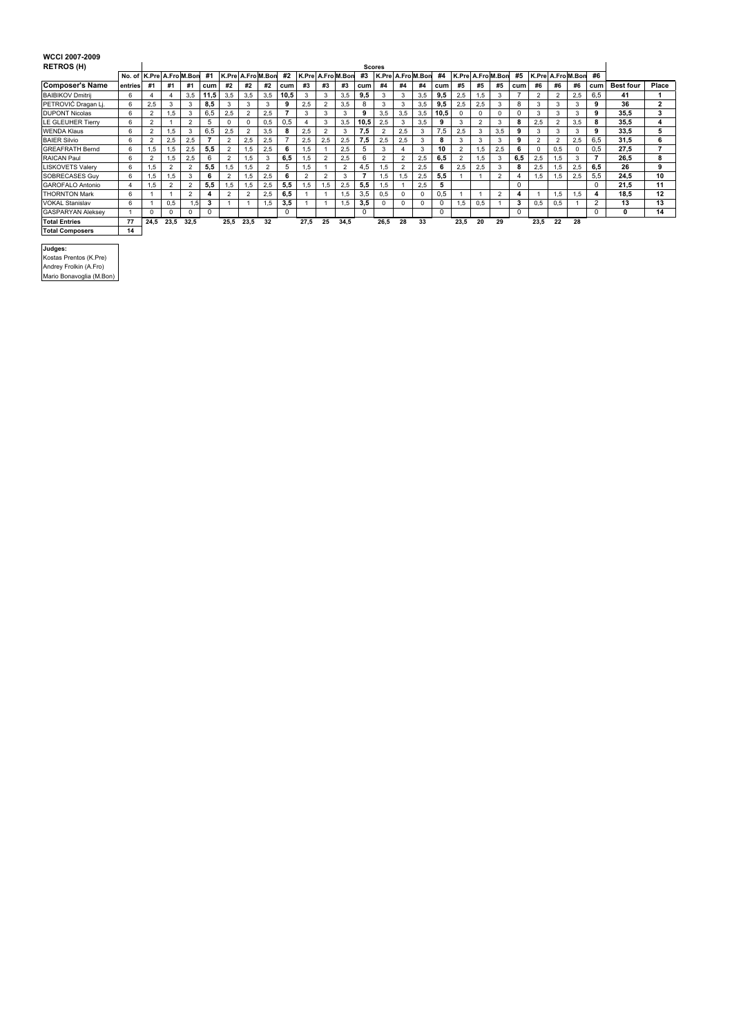**WCCI 2007-2009**
**RETROS (H)**

| | | Scores | | | | | | | | | | | | | | | | | | | | | | | | | | | | | |
|---|---|---|---|---|---|---|---|---|---|---|---|---|---|---|---|---|---|---|---|---|---|---|---|---|---|---|---|---|---|---|---|
| | No. of | K.Pre | A.Fro | M.Bon | #1 | K.Pre | A.Fro | M.Bon | #2 | K.Pre | A.Fro | M.Bon | #3 | K.Pre | A.Fro | M.Bon | #4 | K.Pre | A.Fro | M.Bon | #5 | K.Pre | A.Fro | M.Bon | #6 | | |
| **Composer's Name** | **entries** | **#1** | **#1** | **#1** | **cum** | **#2** | **#2** | **#2** | **cum** | **#3** | **#3** | **#3** | **cum** | **#4** | **#4** | **#4** | **cum** | **#5** | **#5** | **#5** | **cum** | **#6** | **#6** | **#6** | **cum** | **Best four** | **Place** |
| BAIBIKOV Dmitrij | 6 | 4 | 4 | 3,5 | **11,5** | 3,5 | 3,5 | 3,5 | **10,5** | 3 | 3 | 3,5 | **9,5** | 3 | 3 | 3,5 | **9,5** | 2,5 | 1,5 | 3 | 7 | 2 | 2 | 2,5 | 6,5 | **41** | **1** |
| PETROVIĆ Dragan Lj. | 6 | 2,5 | 3 | 3 | **8,5** | 3 | 3 | 3 | **9** | 2,5 | 2 | 3,5 | 8 | 3 | 3 | 3,5 | **9,5** | 2,5 | 2,5 | 3 | 8 | 3 | 3 | 3 | **9** | **36** | **2** |
| DUPONT Nicolas | 6 | 2 | 1,5 | 3 | 6,5 | 2,5 | 2 | 2,5 | **7** | 3 | 3 | 3 | **9** | 3,5 | 3,5 | 3,5 | **10,5** | 0 | 0 | 0 | 0 | 3 | 3 | 3 | **9** | **35,5** | **3** |
| LE GLEUHER Tierry | 6 | 2 | 1 | 2 | 5 | 0 | 0 | 0,5 | 0,5 | 4 | 3 | 3,5 | **10,5** | 2,5 | 3 | 3,5 | **9** | 3 | 2 | 3 | **8** | 2,5 | 2 | 3,5 | **8** | **35,5** | **4** |
| WENDA Klaus | 6 | 2 | 1,5 | 3 | 6,5 | 2,5 | 2 | 3,5 | **8** | 2,5 | 2 | 3 | **7,5** | 2 | 2,5 | 3 | 7,5 | 2,5 | 3 | 3,5 | **9** | 3 | 3 | 3 | **9** | **33,5** | **5** |
| BAIER Silvio | 6 | 2 | 2,5 | 2,5 | **7** | 2 | 2,5 | 2,5 | 7 | 2,5 | 2,5 | 2,5 | **7,5** | 2,5 | 2,5 | 3 | **8** | 3 | 3 | 3 | **9** | 2 | 2 | 2,5 | 6,5 | **31,5** | **6** |
| GREAFRATH Bernd | 6 | 1,5 | 1,5 | 2,5 | **5,5** | 2 | 1,5 | 2,5 | **6** | 1,5 | 1 | 2,5 | 5 | 3 | 4 | 3 | **10** | 2 | 1,5 | 2,5 | **6** | 0 | 0,5 | 0 | 0,5 | **27,5** | **7** |
| RAICAN Paul | 6 | 2 | 1,5 | 2,5 | 6 | 2 | 1,5 | 3 | **6,5** | 1,5 | 2 | 2,5 | 6 | 2 | 2 | 2,5 | **6,5** | 2 | 1,5 | 3 | **6,5** | 2,5 | 1,5 | 3 | **7** | **26,5** | **8** |
| LISKOVETS Valery | 6 | 1,5 | 2 | 2 | **5,5** | 1,5 | 1,5 | 2 | 5 | 1,5 | 1 | 2 | 4,5 | 1,5 | 2 | 2,5 | **6** | 2,5 | 2,5 | 3 | **8** | 2,5 | 1,5 | 2,5 | **6,5** | **26** | **9** |
| SOBRECASES Guy | 6 | 1,5 | 1,5 | 3 | **6** | 2 | 1,5 | 2,5 | **6** | 2 | 2 | 3 | **7** | 1,5 | 1,5 | 2,5 | **5,5** | 1 | 1 | 2 | 4 | 1,5 | 1,5 | 2,5 | 5,5 | **24,5** | **10** |
| GAROFALO Antonio | 4 | 1,5 | 2 | 2 | **5,5** | 1,5 | 1,5 | 2,5 | **5,5** | 1,5 | 1,5 | 2,5 | **5,5** | 1,5 | 1 | 2,5 | **5** | | | | 0 | | | | 0 | **21,5** | **11** |
| THORNTON Mark | 6 | 1 | 1 | 2 | **4** | 2 | 2 | 2,5 | **6,5** | 1 | 1 | 1,5 | 3,5 | 0,5 | 0 | 0 | 0,5 | 1 | 1 | 2 | **4** | 1 | 1,5 | 1,5 | **4** | **18,5** | **12** |
| VOKAL Stanislav | 6 | 1 | 0,5 | 1,5 | **3** | 1 | 1 | 1,5 | **3,5** | 1 | 1 | 1,5 | **3,5** | 0 | 0 | 0 | 0 | 1,5 | 0,5 | 1 | **3** | 0,5 | 0,5 | 1 | 2 | **13** | **13** |
| GASPARYAN Aleksey | 1 | 0 | 0 | 0 | 0 | | | | 0 | | | | 0 | | | | 0 | | | | 0 | | | | 0 | **0** | **14** |
| **Total Entries** | **77** | **24,5** | **23,5** | **32,5** | | **25,5** | **23,5** | **32** | | **27,5** | **25** | **34,5** | | **26,5** | **28** | **33** | | **23,5** | **20** | **29** | | **23,5** | **22** | **28** | | | |
| **Total Composers** | **14** | | | | | | | | | | | | | | | | | | | | | | | | | | |

**Judges:**
Kostas Prentos (K.Pre)
Andrey Frolkin (A.Fro)
Mario Bonavoglia (M.Bon)